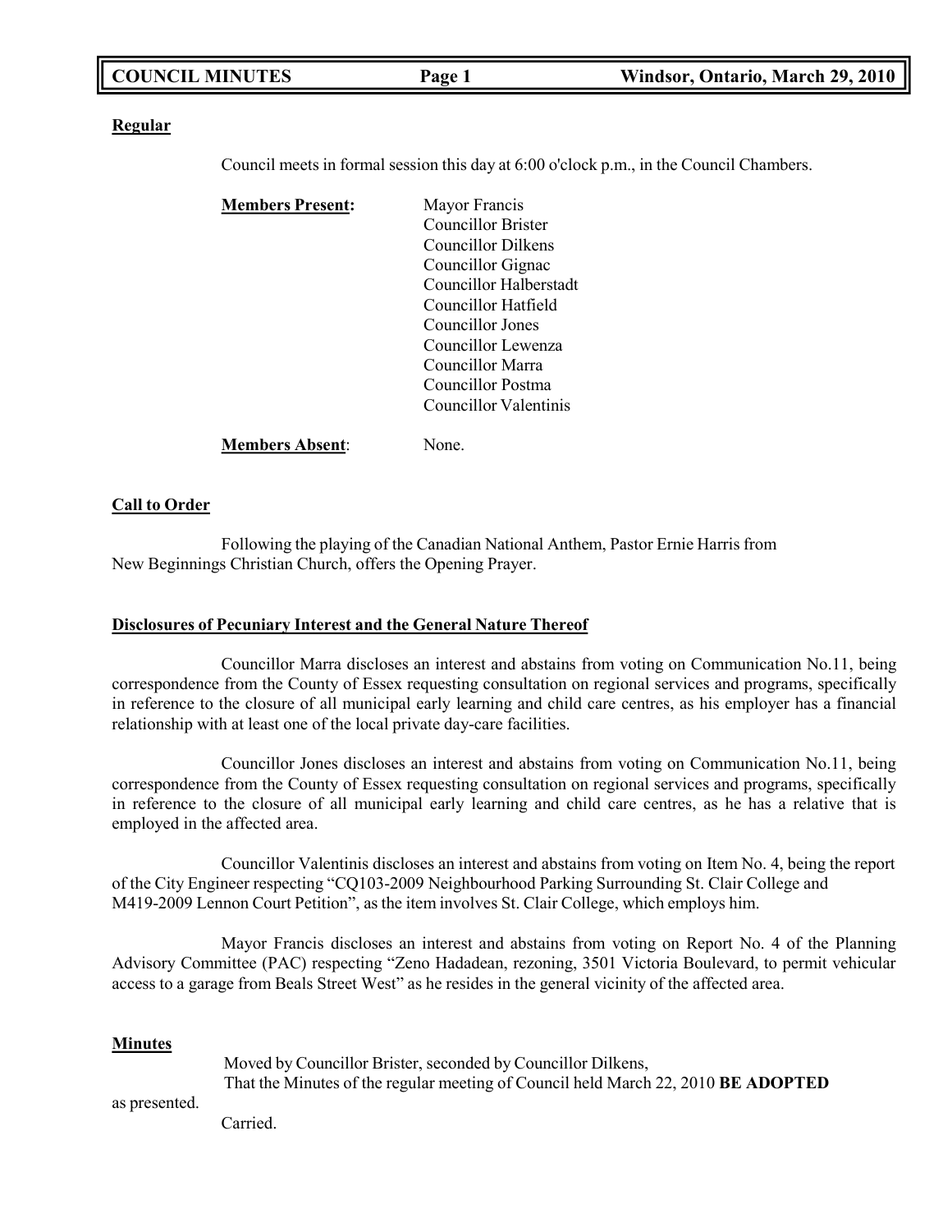**Regular**

Council meets in formal session this day at 6:00 o'clock p.m., in the Council Chambers.

**Members Present:**

Mayor Francis
Councillor Brister
Councillor Dilkens
Councillor Gignac
Councillor Halberstadt
Councillor Hatfield
Councillor Jones
Councillor Lewenza
Councillor Marra
Councillor Postma
Councillor Valentinis

**Members Absent**: None.

**Call to Order**

Following the playing of the Canadian National Anthem, Pastor Ernie Harris from New Beginnings Christian Church, offers the Opening Prayer.

**Disclosures of Pecuniary Interest and the General Nature Thereof**

Councillor Marra discloses an interest and abstains from voting on Communication No.11, being correspondence from the County of Essex requesting consultation on regional services and programs, specifically in reference to the closure of all municipal early learning and child care centres, as his employer has a financial relationship with at least one of the local private day-care facilities.

Councillor Jones discloses an interest and abstains from voting on Communication No.11, being correspondence from the County of Essex requesting consultation on regional services and programs, specifically in reference to the closure of all municipal early learning and child care centres, as he has a relative that is employed in the affected area.

Councillor Valentinis discloses an interest and abstains from voting on Item No. 4, being the report of the City Engineer respecting "CQ103-2009 Neighbourhood Parking Surrounding St. Clair College and M419-2009 Lennon Court Petition", as the item involves St. Clair College, which employs him.

Mayor Francis discloses an interest and abstains from voting on Report No. 4 of the Planning Advisory Committee (PAC) respecting "Zeno Hadadean, rezoning, 3501 Victoria Boulevard, to permit vehicular access to a garage from Beals Street West" as he resides in the general vicinity of the affected area.

**Minutes**

Moved by Councillor Brister, seconded by Councillor Dilkens,
That the Minutes of the regular meeting of Council held March 22, 2010 **BE ADOPTED** as presented.
Carried.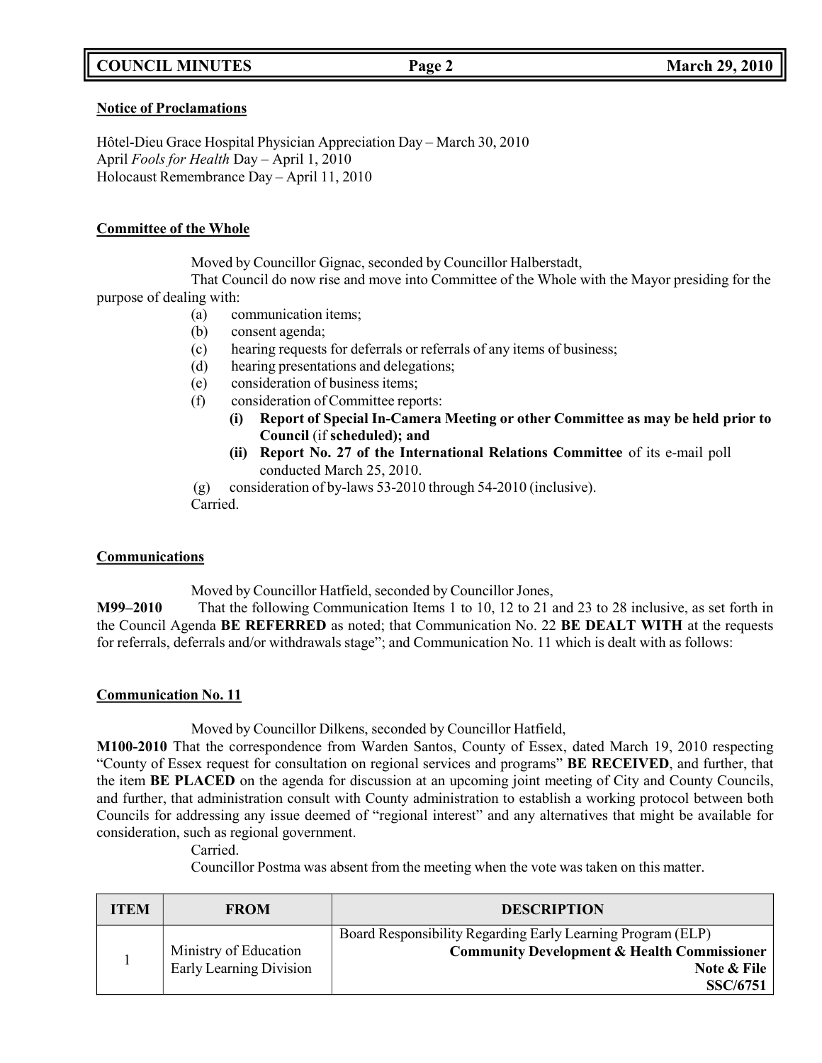**Notice of Proclamations**

Hôtel-Dieu Grace Hospital Physician Appreciation Day – March 30, 2010
April *Fools for Health* Day – April 1, 2010
Holocaust Remembrance Day – April 11, 2010

**Committee of the Whole**

Moved by Councillor Gignac, seconded by Councillor Halberstadt,

That Council do now rise and move into Committee of the Whole with the Mayor presiding for the purpose of dealing with:

(a) communication items;
(b) consent agenda;
(c) hearing requests for deferrals or referrals of any items of business;
(d) hearing presentations and delegations;
(e) consideration of business items;
(f) consideration of Committee reports:
 (i) **Report of Special In-Camera Meeting or other Committee as may be held prior to Council** (if **scheduled); and**
 (ii) **Report No. 27 of the International Relations Committee** of its e-mail poll conducted March 25, 2010.
(g) consideration of by-laws 53-2010 through 54-2010 (inclusive).

Carried.

**Communications**

Moved by Councillor Hatfield, seconded by Councillor Jones,

**M99–2010** That the following Communication Items 1 to 10, 12 to 21 and 23 to 28 inclusive, as set forth in the Council Agenda **BE REFERRED** as noted; that Communication No. 22 **BE DEALT WITH** at the requests for referrals, deferrals and/or withdrawals stage"; and Communication No. 11 which is dealt with as follows:

**Communication No. 11**

Moved by Councillor Dilkens, seconded by Councillor Hatfield,

**M100-2010** That the correspondence from Warden Santos, County of Essex, dated March 19, 2010 respecting "County of Essex request for consultation on regional services and programs" **BE RECEIVED**, and further, that the item **BE PLACED** on the agenda for discussion at an upcoming joint meeting of City and County Councils, and further, that administration consult with County administration to establish a working protocol between both Councils for addressing any issue deemed of "regional interest" and any alternatives that might be available for consideration, such as regional government.

Carried.

Councillor Postma was absent from the meeting when the vote was taken on this matter.

| ITEM | FROM | DESCRIPTION |
|---|---|---|
| 1 | Ministry of Education Early Learning Division | Board Responsibility Regarding Early Learning Program (ELP) **Community Development & Health Commissioner** **Note & File** **SSC/6751** |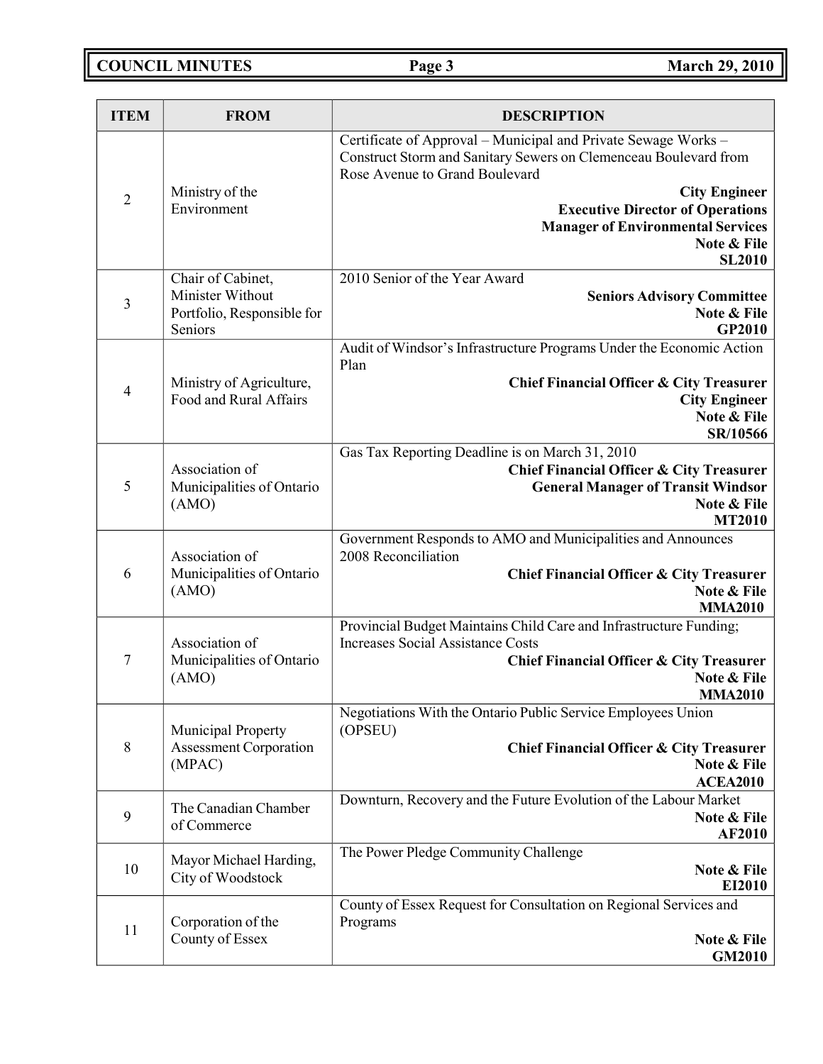| ITEM | FROM | DESCRIPTION |
|---|---|---|
| 2 | Ministry of the Environment | Certificate of Approval – Municipal and Private Sewage Works – Construct Storm and Sanitary Sewers on Clemenceau Boulevard from Rose Avenue to Grand Boulevard<br>**City Engineer**<br>**Executive Director of Operations**<br>**Manager of Environmental Services**<br>**Note & File**<br>**SL2010** |
| 3 | Chair of Cabinet, Minister Without Portfolio, Responsible for Seniors | 2010 Senior of the Year Award<br>**Seniors Advisory Committee**<br>**Note & File**<br>**GP2010** |
| 4 | Ministry of Agriculture, Food and Rural Affairs | Audit of Windsor's Infrastructure Programs Under the Economic Action Plan<br>**Chief Financial Officer & City Treasurer**<br>**City Engineer**<br>**Note & File**<br>**SR/10566** |
| 5 | Association of Municipalities of Ontario (AMO) | Gas Tax Reporting Deadline is on March 31, 2010<br>**Chief Financial Officer & City Treasurer**<br>**General Manager of Transit Windsor**<br>**Note & File**<br>**MT2010** |
| 6 | Association of Municipalities of Ontario (AMO) | Government Responds to AMO and Municipalities and Announces 2008 Reconciliation<br>**Chief Financial Officer & City Treasurer**<br>**Note & File**<br>**MMA2010** |
| 7 | Association of Municipalities of Ontario (AMO) | Provincial Budget Maintains Child Care and Infrastructure Funding; Increases Social Assistance Costs<br>**Chief Financial Officer & City Treasurer**<br>**Note & File**<br>**MMA2010** |
| 8 | Municipal Property Assessment Corporation (MPAC) | Negotiations With the Ontario Public Service Employees Union (OPSEU)<br>**Chief Financial Officer & City Treasurer**<br>**Note & File**<br>**ACEA2010** |
| 9 | The Canadian Chamber of Commerce | Downturn, Recovery and the Future Evolution of the Labour Market<br>**Note & File**<br>**AF2010** |
| 10 | Mayor Michael Harding, City of Woodstock | The Power Pledge Community Challenge<br>**Note & File**<br>**EI2010** |
| 11 | Corporation of the County of Essex | County of Essex Request for Consultation on Regional Services and Programs<br>**Note & File**<br>**GM2010** |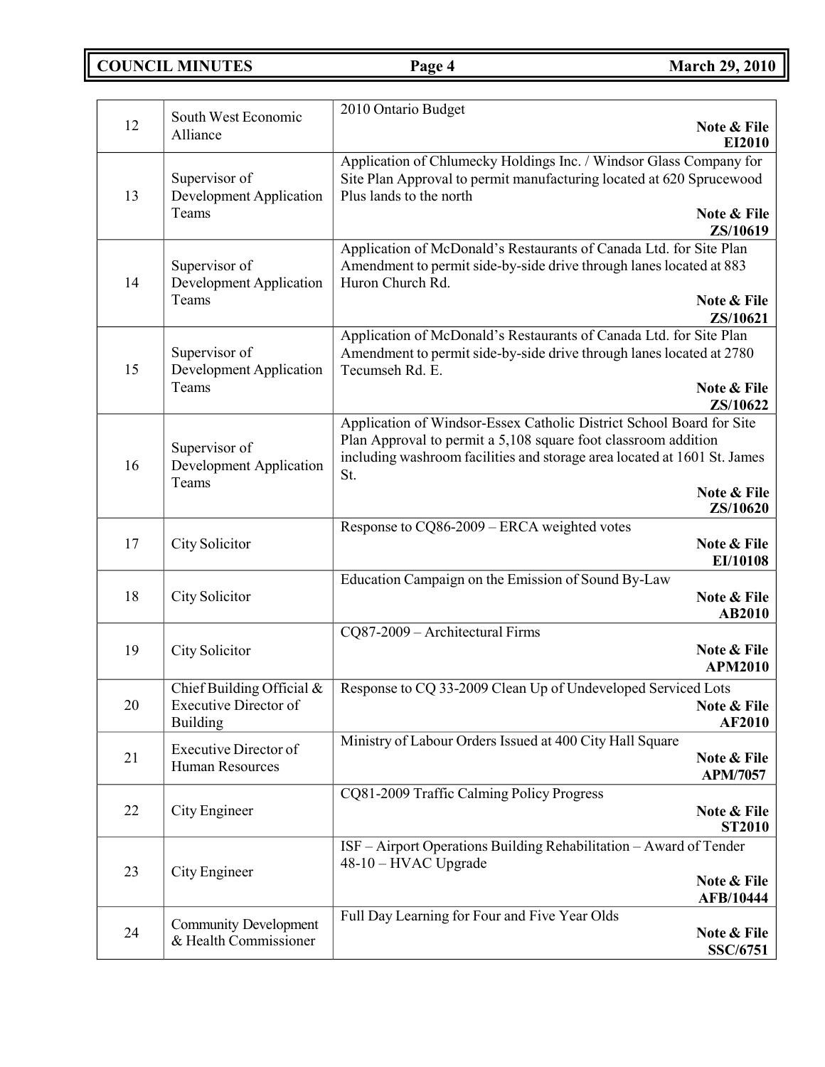| | | |
|---|---|---|
| 12 | South West Economic Alliance | 2010 Ontario Budget<br>**Note & File**<br>**EI2010** |
| 13 | Supervisor of Development Application Teams | Application of Chlumecky Holdings Inc. / Windsor Glass Company for Site Plan Approval to permit manufacturing located at 620 Sprucewood Plus lands to the north<br>**Note & File**<br>**ZS/10619** |
| 14 | Supervisor of Development Application Teams | Application of McDonald's Restaurants of Canada Ltd. for Site Plan Amendment to permit side-by-side drive through lanes located at 883 Huron Church Rd.<br>**Note & File**<br>**ZS/10621** |
| 15 | Supervisor of Development Application Teams | Application of McDonald's Restaurants of Canada Ltd. for Site Plan Amendment to permit side-by-side drive through lanes located at 2780 Tecumseh Rd. E.<br>**Note & File**<br>**ZS/10622** |
| 16 | Supervisor of Development Application Teams | Application of Windsor-Essex Catholic District School Board for Site Plan Approval to permit a 5,108 square foot classroom addition including washroom facilities and storage area located at 1601 St. James St.<br>**Note & File**<br>**ZS/10620** |
| 17 | City Solicitor | Response to CQ86-2009 – ERCA weighted votes<br>**Note & File**<br>**EI/10108** |
| 18 | City Solicitor | Education Campaign on the Emission of Sound By-Law<br>**Note & File**<br>**AB2010** |
| 19 | City Solicitor | CQ87-2009 – Architectural Firms<br>**Note & File**<br>**APM2010** |
| 20 | Chief Building Official & Executive Director of Building | Response to CQ 33-2009 Clean Up of Undeveloped Serviced Lots<br>**Note & File**<br>**AF2010** |
| 21 | Executive Director of Human Resources | Ministry of Labour Orders Issued at 400 City Hall Square<br>**Note & File**<br>**APM/7057** |
| 22 | City Engineer | CQ81-2009 Traffic Calming Policy Progress<br>**Note & File**<br>**ST2010** |
| 23 | City Engineer | ISF – Airport Operations Building Rehabilitation – Award of Tender 48-10 – HVAC Upgrade<br>**Note & File**<br>**AFB/10444** |
| 24 | Community Development & Health Commissioner | Full Day Learning for Four and Five Year Olds<br>**Note & File**<br>**SSC/6751** |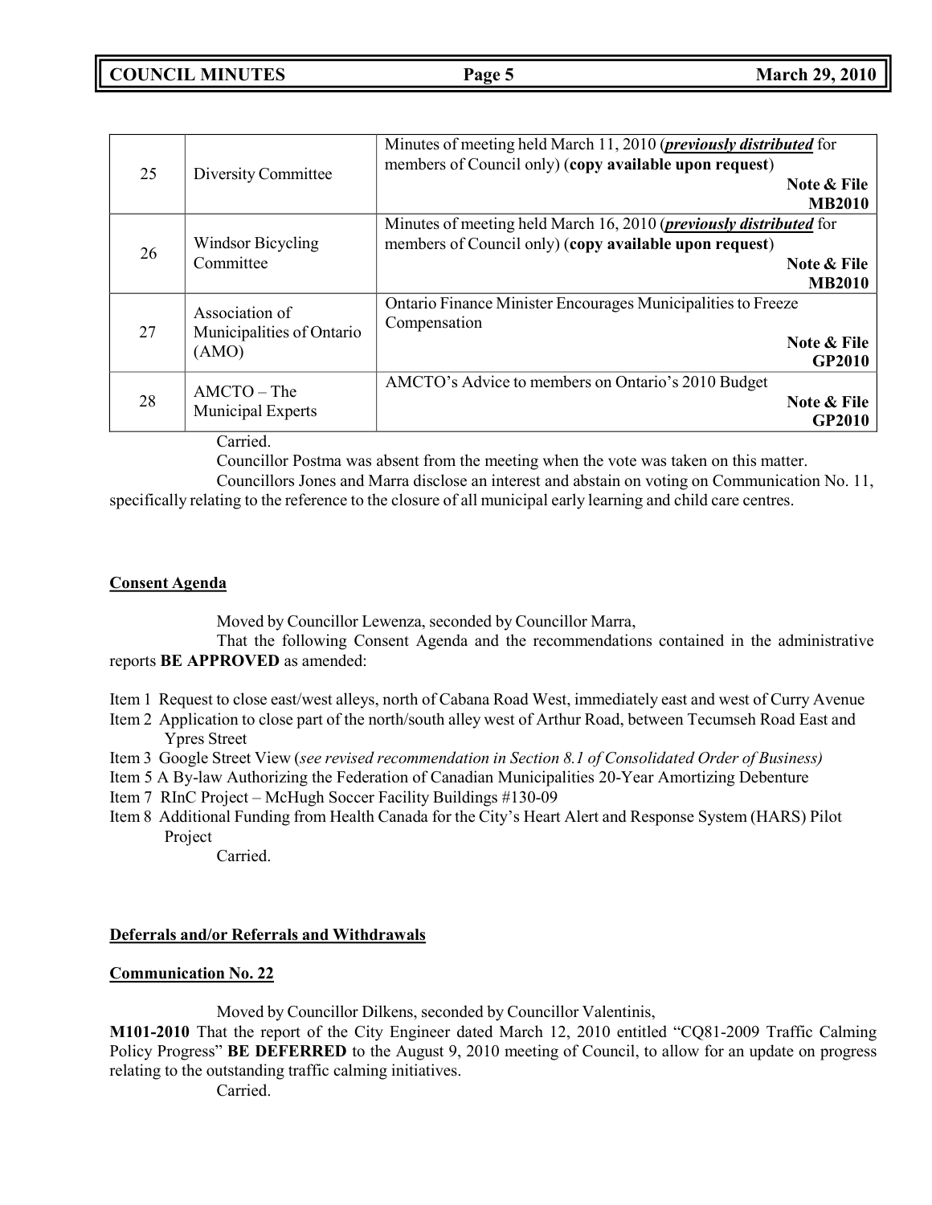| | | |
|---|---|---|
| 25 | Diversity Committee | Minutes of meeting held March 11, 2010 (***previously distributed*** for members of Council only) (**copy available upon request**) **Note & File MB2010** |
| 26 | Windsor Bicycling Committee | Minutes of meeting held March 16, 2010 (***previously distributed*** for members of Council only) (**copy available upon request**) **Note & File MB2010** |
| 27 | Association of Municipalities of Ontario (AMO) | Ontario Finance Minister Encourages Municipalities to Freeze Compensation **Note & File GP2010** |
| 28 | AMCTO – The Municipal Experts | AMCTO's Advice to members on Ontario's 2010 Budget **Note & File GP2010** |

Carried.

Councillor Postma was absent from the meeting when the vote was taken on this matter.

Councillors Jones and Marra disclose an interest and abstain on voting on Communication No. 11, specifically relating to the reference to the closure of all municipal early learning and child care centres.

**Consent Agenda**

Moved by Councillor Lewenza, seconded by Councillor Marra,

That the following Consent Agenda and the recommendations contained in the administrative reports **BE APPROVED** as amended:

Item 1 Request to close east/west alleys, north of Cabana Road West, immediately east and west of Curry Avenue

Item 2 Application to close part of the north/south alley west of Arthur Road, between Tecumseh Road East and Ypres Street

Item 3 Google Street View (*see revised recommendation in Section 8.1 of Consolidated Order of Business)*

Item 5 A By-law Authorizing the Federation of Canadian Municipalities 20-Year Amortizing Debenture

Item 7 RInC Project – McHugh Soccer Facility Buildings #130-09

Item 8 Additional Funding from Health Canada for the City's Heart Alert and Response System (HARS) Pilot Project

Carried.

**Deferrals and/or Referrals and Withdrawals**

**Communication No. 22**

Moved by Councillor Dilkens, seconded by Councillor Valentinis,

**M101-2010** That the report of the City Engineer dated March 12, 2010 entitled "CQ81-2009 Traffic Calming Policy Progress" **BE DEFERRED** to the August 9, 2010 meeting of Council, to allow for an update on progress relating to the outstanding traffic calming initiatives.

Carried.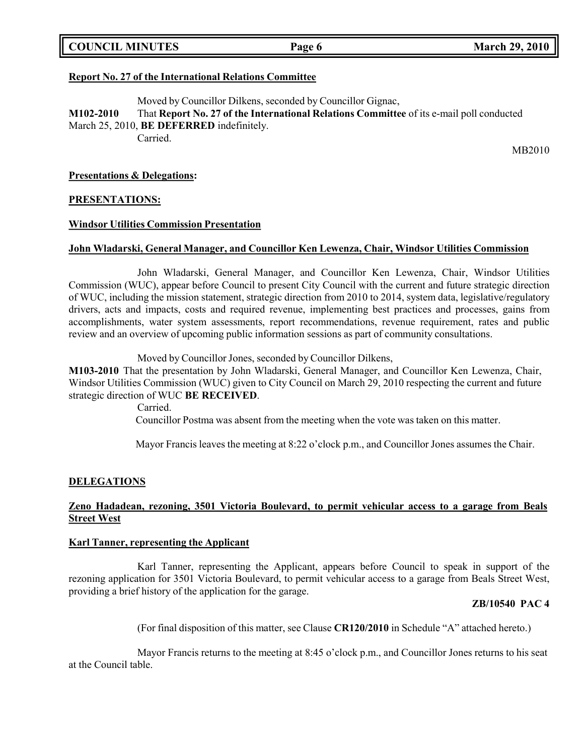**Report No. 27 of the International Relations Committee**

Moved by Councillor Dilkens, seconded by Councillor Gignac,

**M102-2010** That **Report No. 27 of the International Relations Committee** of its e-mail poll conducted March 25, 2010, **BE DEFERRED** indefinitely.

Carried.

MB2010

**Presentations & Delegations:**

**PRESENTATIONS:**

**Windsor Utilities Commission Presentation**

**John Wladarski, General Manager, and Councillor Ken Lewenza, Chair, Windsor Utilities Commission**

John Wladarski, General Manager, and Councillor Ken Lewenza, Chair, Windsor Utilities Commission (WUC), appear before Council to present City Council with the current and future strategic direction of WUC, including the mission statement, strategic direction from 2010 to 2014, system data, legislative/regulatory drivers, acts and impacts, costs and required revenue, implementing best practices and processes, gains from accomplishments, water system assessments, report recommendations, revenue requirement, rates and public review and an overview of upcoming public information sessions as part of community consultations.

Moved by Councillor Jones, seconded by Councillor Dilkens,

**M103-2010** That the presentation by John Wladarski, General Manager, and Councillor Ken Lewenza, Chair, Windsor Utilities Commission (WUC) given to City Council on March 29, 2010 respecting the current and future strategic direction of WUC **BE RECEIVED**.

Carried.

Councillor Postma was absent from the meeting when the vote was taken on this matter.

Mayor Francis leaves the meeting at 8:22 o'clock p.m., and Councillor Jones assumes the Chair.

**DELEGATIONS**

**Zeno Hadadean, rezoning, 3501 Victoria Boulevard, to permit vehicular access to a garage from Beals Street West**

**Karl Tanner, representing the Applicant**

Karl Tanner, representing the Applicant, appears before Council to speak in support of the rezoning application for 3501 Victoria Boulevard, to permit vehicular access to a garage from Beals Street West, providing a brief history of the application for the garage.

**ZB/10540 PAC 4**

(For final disposition of this matter, see Clause **CR120/2010** in Schedule "A" attached hereto.)

Mayor Francis returns to the meeting at 8:45 o'clock p.m., and Councillor Jones returns to his seat at the Council table.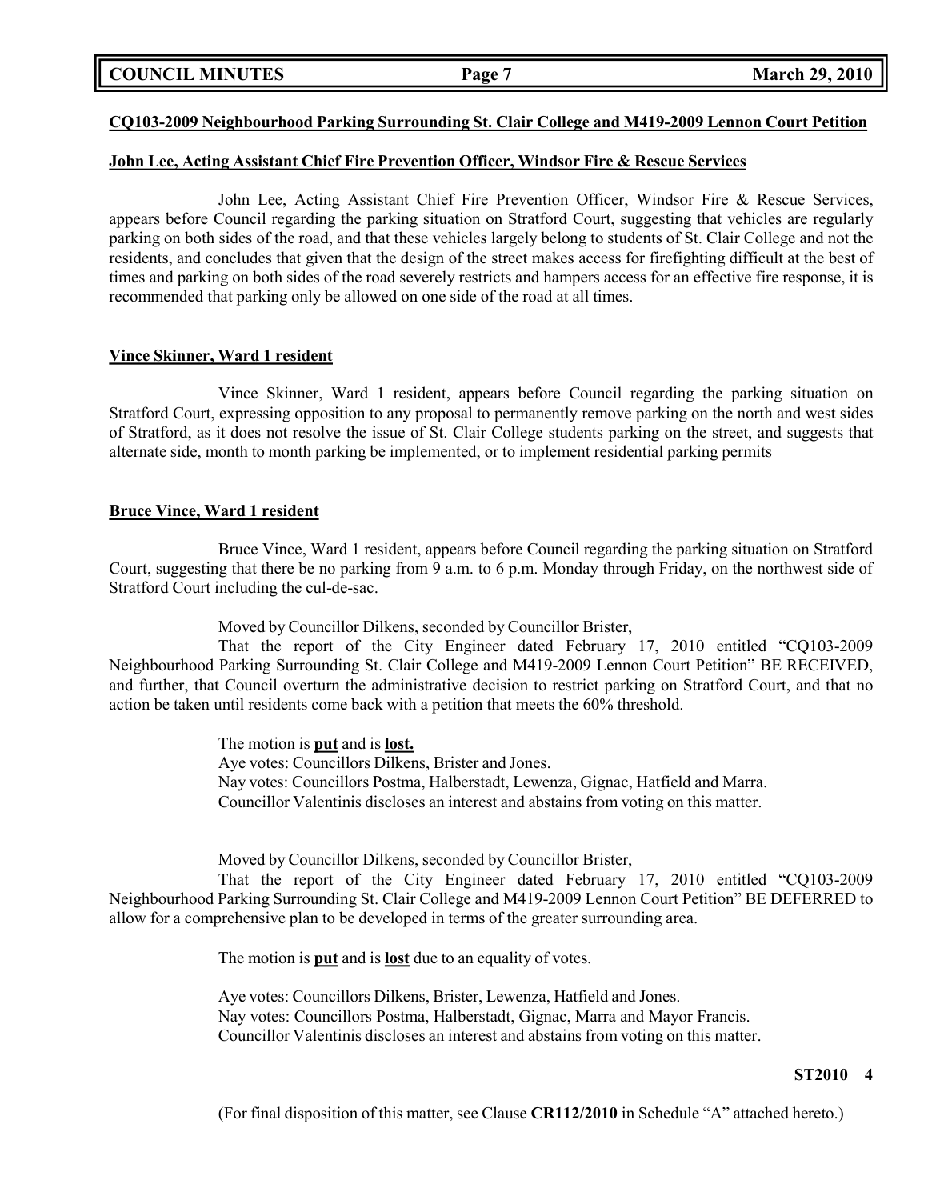**CQ103-2009 Neighbourhood Parking Surrounding St. Clair College and M419-2009 Lennon Court Petition**

**John Lee, Acting Assistant Chief Fire Prevention Officer, Windsor Fire & Rescue Services**

John Lee, Acting Assistant Chief Fire Prevention Officer, Windsor Fire & Rescue Services, appears before Council regarding the parking situation on Stratford Court, suggesting that vehicles are regularly parking on both sides of the road, and that these vehicles largely belong to students of St. Clair College and not the residents, and concludes that given that the design of the street makes access for firefighting difficult at the best of times and parking on both sides of the road severely restricts and hampers access for an effective fire response, it is recommended that parking only be allowed on one side of the road at all times.

**Vince Skinner, Ward 1 resident**

Vince Skinner, Ward 1 resident, appears before Council regarding the parking situation on Stratford Court, expressing opposition to any proposal to permanently remove parking on the north and west sides of Stratford, as it does not resolve the issue of St. Clair College students parking on the street, and suggests that alternate side, month to month parking be implemented, or to implement residential parking permits

**Bruce Vince, Ward 1 resident**

Bruce Vince, Ward 1 resident, appears before Council regarding the parking situation on Stratford Court, suggesting that there be no parking from 9 a.m. to 6 p.m. Monday through Friday, on the northwest side of Stratford Court including the cul-de-sac.

Moved by Councillor Dilkens, seconded by Councillor Brister,

That the report of the City Engineer dated February 17, 2010 entitled "CQ103-2009 Neighbourhood Parking Surrounding St. Clair College and M419-2009 Lennon Court Petition" BE RECEIVED, and further, that Council overturn the administrative decision to restrict parking on Stratford Court, and that no action be taken until residents come back with a petition that meets the 60% threshold.

The motion is **put** and is **lost.**
Aye votes: Councillors Dilkens, Brister and Jones.
Nay votes: Councillors Postma, Halberstadt, Lewenza, Gignac, Hatfield and Marra.
Councillor Valentinis discloses an interest and abstains from voting on this matter.

Moved by Councillor Dilkens, seconded by Councillor Brister,

That the report of the City Engineer dated February 17, 2010 entitled "CQ103-2009 Neighbourhood Parking Surrounding St. Clair College and M419-2009 Lennon Court Petition" BE DEFERRED to allow for a comprehensive plan to be developed in terms of the greater surrounding area.

The motion is **put** and is **lost** due to an equality of votes.

Aye votes: Councillors Dilkens, Brister, Lewenza, Hatfield and Jones.
Nay votes: Councillors Postma, Halberstadt, Gignac, Marra and Mayor Francis.
Councillor Valentinis discloses an interest and abstains from voting on this matter.

**ST2010 4**

(For final disposition of this matter, see Clause **CR112/2010** in Schedule "A" attached hereto.)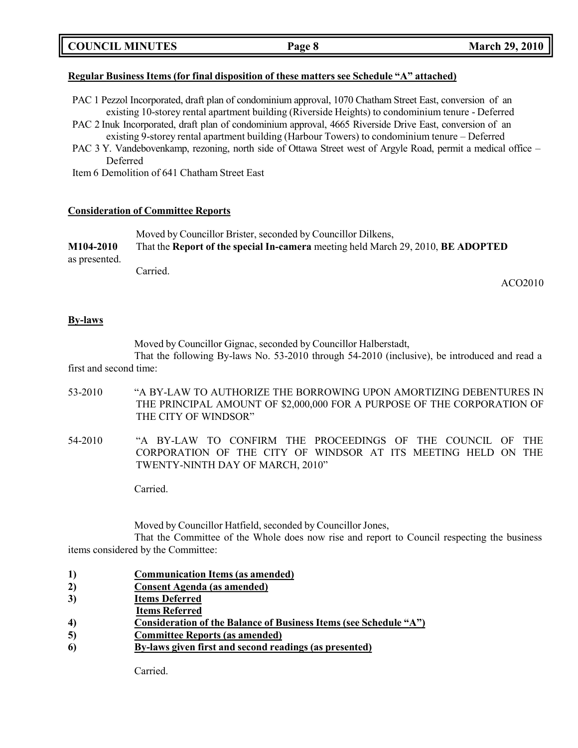**Regular Business Items (for final disposition of these matters see Schedule "A" attached)**

PAC 1 Pezzol Incorporated, draft plan of condominium approval, 1070 Chatham Street East, conversion of an existing 10-storey rental apartment building (Riverside Heights) to condominium tenure - Deferred

PAC 2 Inuk Incorporated, draft plan of condominium approval, 4665 Riverside Drive East, conversion of an existing 9-storey rental apartment building (Harbour Towers) to condominium tenure – Deferred

PAC 3 Y. Vandebovenkamp, rezoning, north side of Ottawa Street west of Argyle Road, permit a medical office – Deferred

Item 6 Demolition of 641 Chatham Street East

**Consideration of Committee Reports**

Moved by Councillor Brister, seconded by Councillor Dilkens,

**M104-2010** That the **Report of the special In-camera** meeting held March 29, 2010, **BE ADOPTED** as presented.

Carried.

ACO2010

**By-laws**

Moved by Councillor Gignac, seconded by Councillor Halberstadt,

That the following By-laws No. 53-2010 through 54-2010 (inclusive), be introduced and read a first and second time:

53-2010 "A BY-LAW TO AUTHORIZE THE BORROWING UPON AMORTIZING DEBENTURES IN THE PRINCIPAL AMOUNT OF $2,000,000 FOR A PURPOSE OF THE CORPORATION OF THE CITY OF WINDSOR"

54-2010 "A BY-LAW TO CONFIRM THE PROCEEDINGS OF THE COUNCIL OF THE CORPORATION OF THE CITY OF WINDSOR AT ITS MEETING HELD ON THE TWENTY-NINTH DAY OF MARCH, 2010"

Carried.

Moved by Councillor Hatfield, seconded by Councillor Jones,

That the Committee of the Whole does now rise and report to Council respecting the business items considered by the Committee:

**1) Communication Items (as amended)**
**2) Consent Agenda (as amended)**
**3) Items Deferred**
**Items Referred**
**4) Consideration of the Balance of Business Items (see Schedule "A")**
**5) Committee Reports (as amended)**
**6) By-laws given first and second readings (as presented)**

Carried.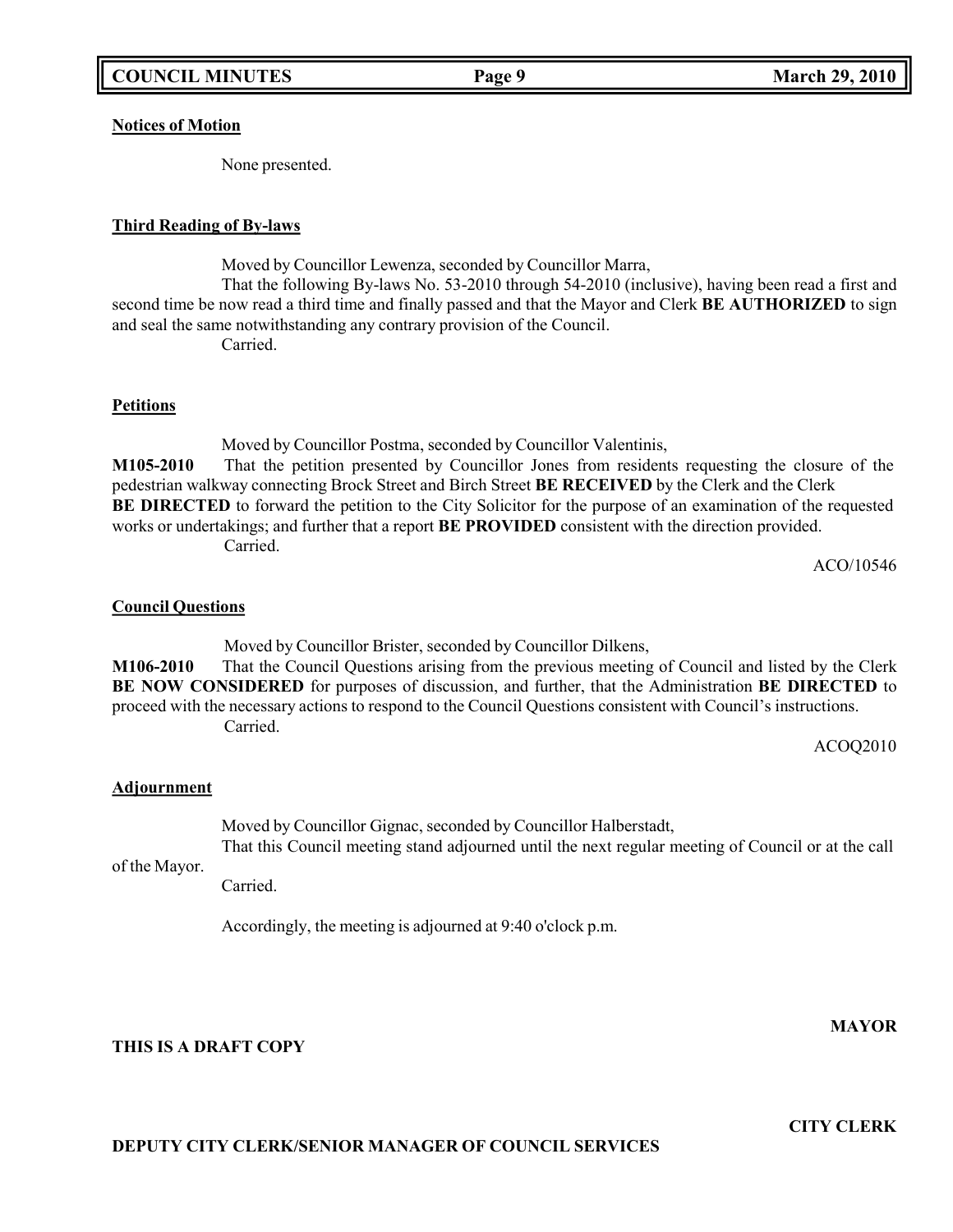**Notices of Motion**

None presented.

**Third Reading of By-laws**

Moved by Councillor Lewenza, seconded by Councillor Marra,

That the following By-laws No. 53-2010 through 54-2010 (inclusive), having been read a first and second time be now read a third time and finally passed and that the Mayor and Clerk **BE AUTHORIZED** to sign and seal the same notwithstanding any contrary provision of the Council.

Carried.

**Petitions**

Moved by Councillor Postma, seconded by Councillor Valentinis,

**M105-2010** That the petition presented by Councillor Jones from residents requesting the closure of the pedestrian walkway connecting Brock Street and Birch Street **BE RECEIVED** by the Clerk and the Clerk **BE DIRECTED** to forward the petition to the City Solicitor for the purpose of an examination of the requested works or undertakings; and further that a report **BE PROVIDED** consistent with the direction provided.

Carried.

ACO/10546

**Council Questions**

Moved by Councillor Brister, seconded by Councillor Dilkens,

**M106-2010** That the Council Questions arising from the previous meeting of Council and listed by the Clerk **BE NOW CONSIDERED** for purposes of discussion, and further, that the Administration **BE DIRECTED** to proceed with the necessary actions to respond to the Council Questions consistent with Council's instructions.

Carried.

ACOQ2010

**Adjournment**

Moved by Councillor Gignac, seconded by Councillor Halberstadt,

That this Council meeting stand adjourned until the next regular meeting of Council or at the call of the Mayor.

Carried.

Accordingly, the meeting is adjourned at 9:40 o'clock p.m.

**MAYOR**

**THIS IS A DRAFT COPY**

**CITY CLERK**

**DEPUTY CITY CLERK/SENIOR MANAGER OF COUNCIL SERVICES**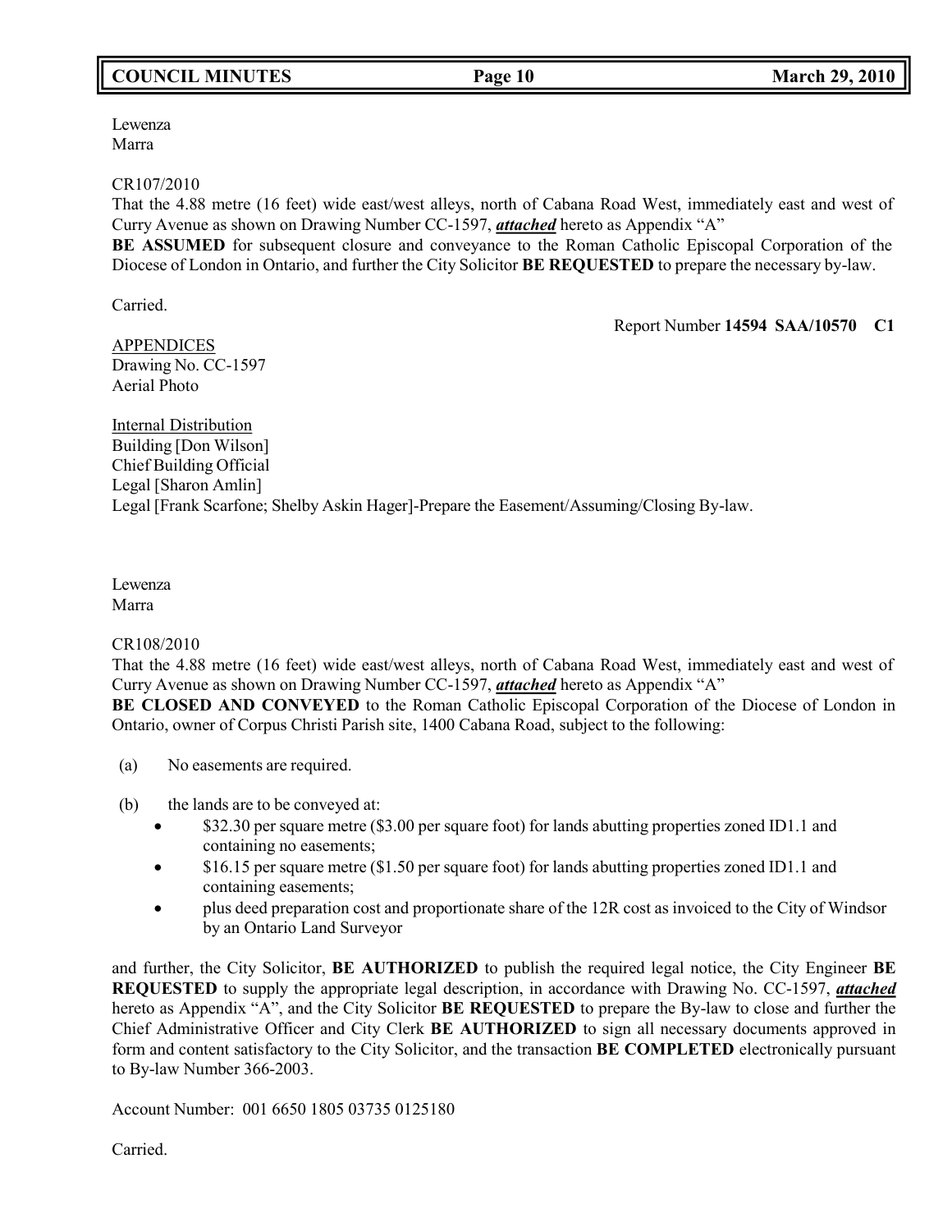Lewenza
Marra

CR107/2010
That the 4.88 metre (16 feet) wide east/west alleys, north of Cabana Road West, immediately east and west of Curry Avenue as shown on Drawing Number CC-1597, ***attached*** hereto as Appendix "A" **BE ASSUMED** for subsequent closure and conveyance to the Roman Catholic Episcopal Corporation of the Diocese of London in Ontario, and further the City Solicitor **BE REQUESTED** to prepare the necessary by-law.

Carried.

Report Number **14594 SAA/10570 C1**

APPENDICES
Drawing No. CC-1597
Aerial Photo

Internal Distribution
Building [Don Wilson]
Chief Building Official
Legal [Sharon Amlin]
Legal [Frank Scarfone; Shelby Askin Hager]-Prepare the Easement/Assuming/Closing By-law.

Lewenza
Marra

CR108/2010
That the 4.88 metre (16 feet) wide east/west alleys, north of Cabana Road West, immediately east and west of Curry Avenue as shown on Drawing Number CC-1597, ***attached*** hereto as Appendix "A" **BE CLOSED AND CONVEYED** to the Roman Catholic Episcopal Corporation of the Diocese of London in Ontario, owner of Corpus Christi Parish site, 1400 Cabana Road, subject to the following:

(a) No easements are required.

(b) the lands are to be conveyed at:
- $32.30 per square metre ($3.00 per square foot) for lands abutting properties zoned ID1.1 and containing no easements;
- $16.15 per square metre ($1.50 per square foot) for lands abutting properties zoned ID1.1 and containing easements;
- plus deed preparation cost and proportionate share of the 12R cost as invoiced to the City of Windsor by an Ontario Land Surveyor

and further, the City Solicitor, **BE AUTHORIZED** to publish the required legal notice, the City Engineer **BE REQUESTED** to supply the appropriate legal description, in accordance with Drawing No. CC-1597, ***attached*** hereto as Appendix "A", and the City Solicitor **BE REQUESTED** to prepare the By-law to close and further the Chief Administrative Officer and City Clerk **BE AUTHORIZED** to sign all necessary documents approved in form and content satisfactory to the City Solicitor, and the transaction **BE COMPLETED** electronically pursuant to By-law Number 366-2003.

Account Number: 001 6650 1805 03735 0125180

Carried.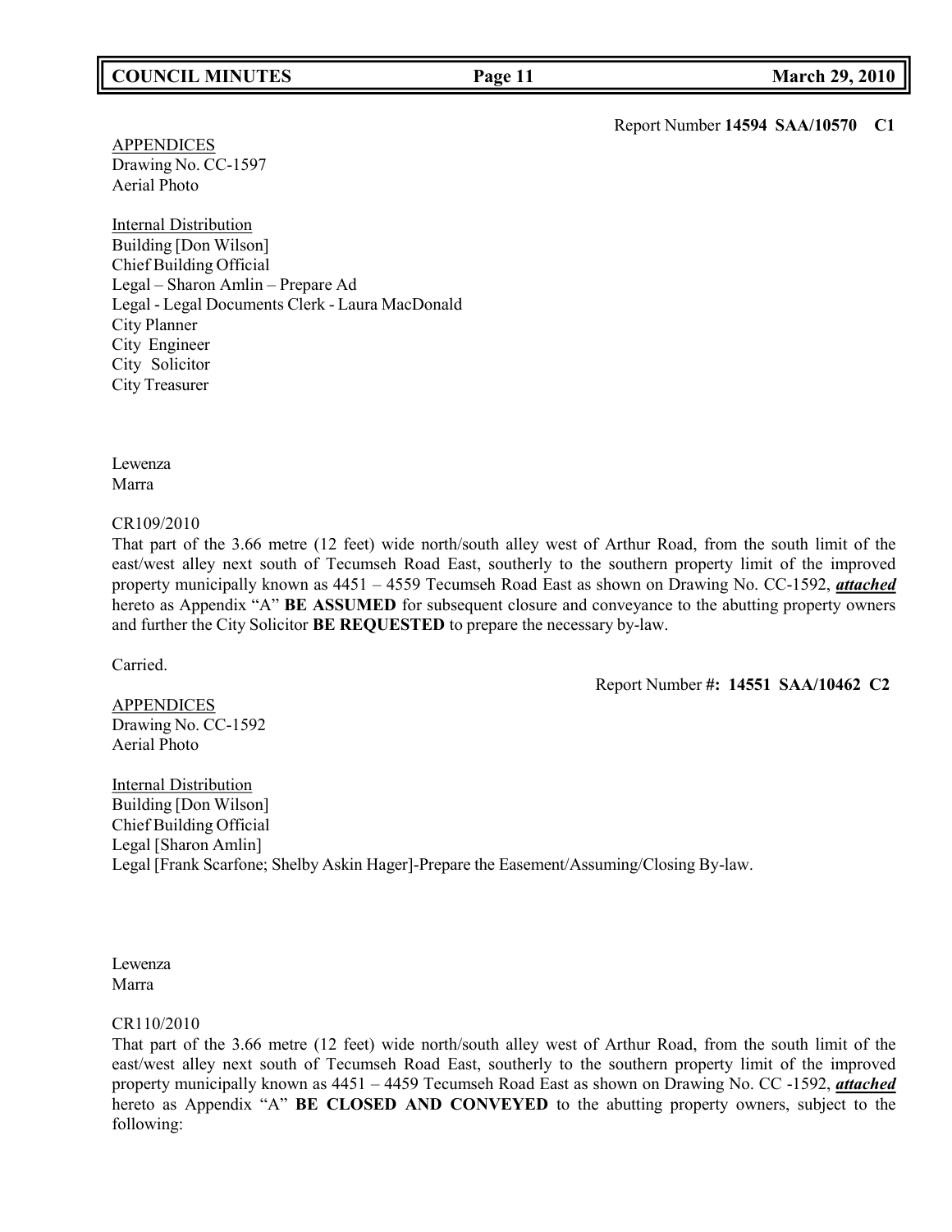Report Number **14594 SAA/10570 C1**

APPENDICES
Drawing No. CC-1597
Aerial Photo

Internal Distribution
Building [Don Wilson]
Chief Building Official
Legal – Sharon Amlin – Prepare Ad
Legal - Legal Documents Clerk - Laura MacDonald
City Planner
City Engineer
City Solicitor
City Treasurer

Lewenza
Marra

CR109/2010
That part of the 3.66 metre (12 feet) wide north/south alley west of Arthur Road, from the south limit of the east/west alley next south of Tecumseh Road East, southerly to the southern property limit of the improved property municipally known as 4451 – 4559 Tecumseh Road East as shown on Drawing No. CC-1592, ***attached*** hereto as Appendix "A" **BE ASSUMED** for subsequent closure and conveyance to the abutting property owners and further the City Solicitor **BE REQUESTED** to prepare the necessary by-law.

Carried.

Report Number **#: 14551 SAA/10462 C2**

APPENDICES
Drawing No. CC-1592
Aerial Photo

Internal Distribution
Building [Don Wilson]
Chief Building Official
Legal [Sharon Amlin]
Legal [Frank Scarfone; Shelby Askin Hager]-Prepare the Easement/Assuming/Closing By-law.

Lewenza
Marra

CR110/2010
That part of the 3.66 metre (12 feet) wide north/south alley west of Arthur Road, from the south limit of the east/west alley next south of Tecumseh Road East, southerly to the southern property limit of the improved property municipally known as 4451 – 4459 Tecumseh Road East as shown on Drawing No. CC -1592, ***attached*** hereto as Appendix "A" **BE CLOSED AND CONVEYED** to the abutting property owners, subject to the following: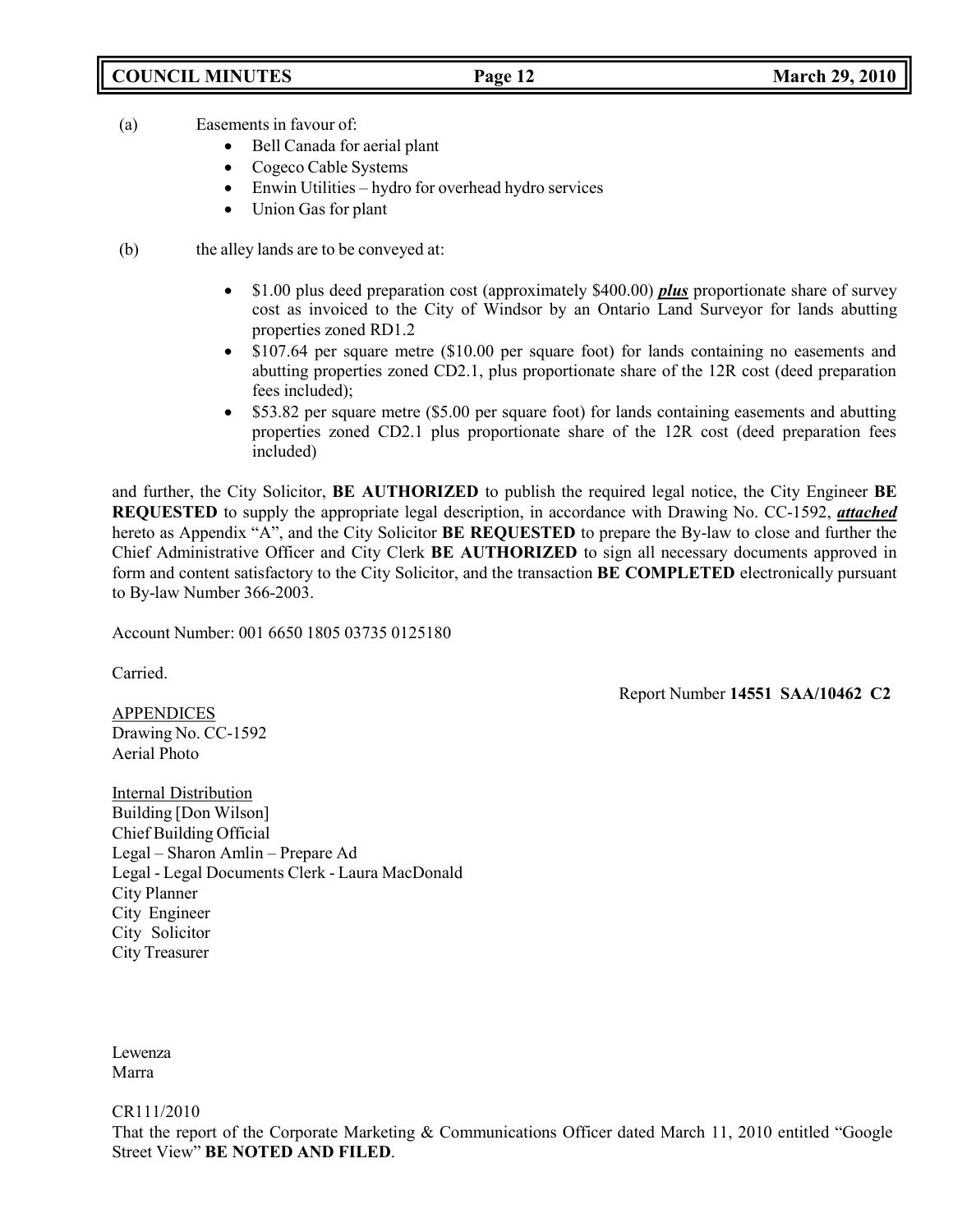(a) Easements in favour of:

- Bell Canada for aerial plant
- Cogeco Cable Systems
- Enwin Utilities – hydro for overhead hydro services
- Union Gas for plant

(b) the alley lands are to be conveyed at:

- \$1.00 plus deed preparation cost (approximately \$400.00) ***plus*** proportionate share of survey cost as invoiced to the City of Windsor by an Ontario Land Surveyor for lands abutting properties zoned RD1.2
- \$107.64 per square metre (\$10.00 per square foot) for lands containing no easements and abutting properties zoned CD2.1, plus proportionate share of the 12R cost (deed preparation fees included);
- \$53.82 per square metre (\$5.00 per square foot) for lands containing easements and abutting properties zoned CD2.1 plus proportionate share of the 12R cost (deed preparation fees included)

and further, the City Solicitor, **BE AUTHORIZED** to publish the required legal notice, the City Engineer **BE REQUESTED** to supply the appropriate legal description, in accordance with Drawing No. CC-1592, ***attached*** hereto as Appendix "A", and the City Solicitor **BE REQUESTED** to prepare the By-law to close and further the Chief Administrative Officer and City Clerk **BE AUTHORIZED** to sign all necessary documents approved in form and content satisfactory to the City Solicitor, and the transaction **BE COMPLETED** electronically pursuant to By-law Number 366-2003.

Account Number: 001 6650 1805 03735 0125180

Carried.

Report Number **14551 SAA/10462 C2**

APPENDICES
Drawing No. CC-1592
Aerial Photo

Internal Distribution
Building [Don Wilson]
Chief Building Official
Legal – Sharon Amlin – Prepare Ad
Legal - Legal Documents Clerk - Laura MacDonald
City Planner
City Engineer
City Solicitor
City Treasurer

Lewenza
Marra

CR111/2010
That the report of the Corporate Marketing & Communications Officer dated March 11, 2010 entitled "Google Street View" **BE NOTED AND FILED**.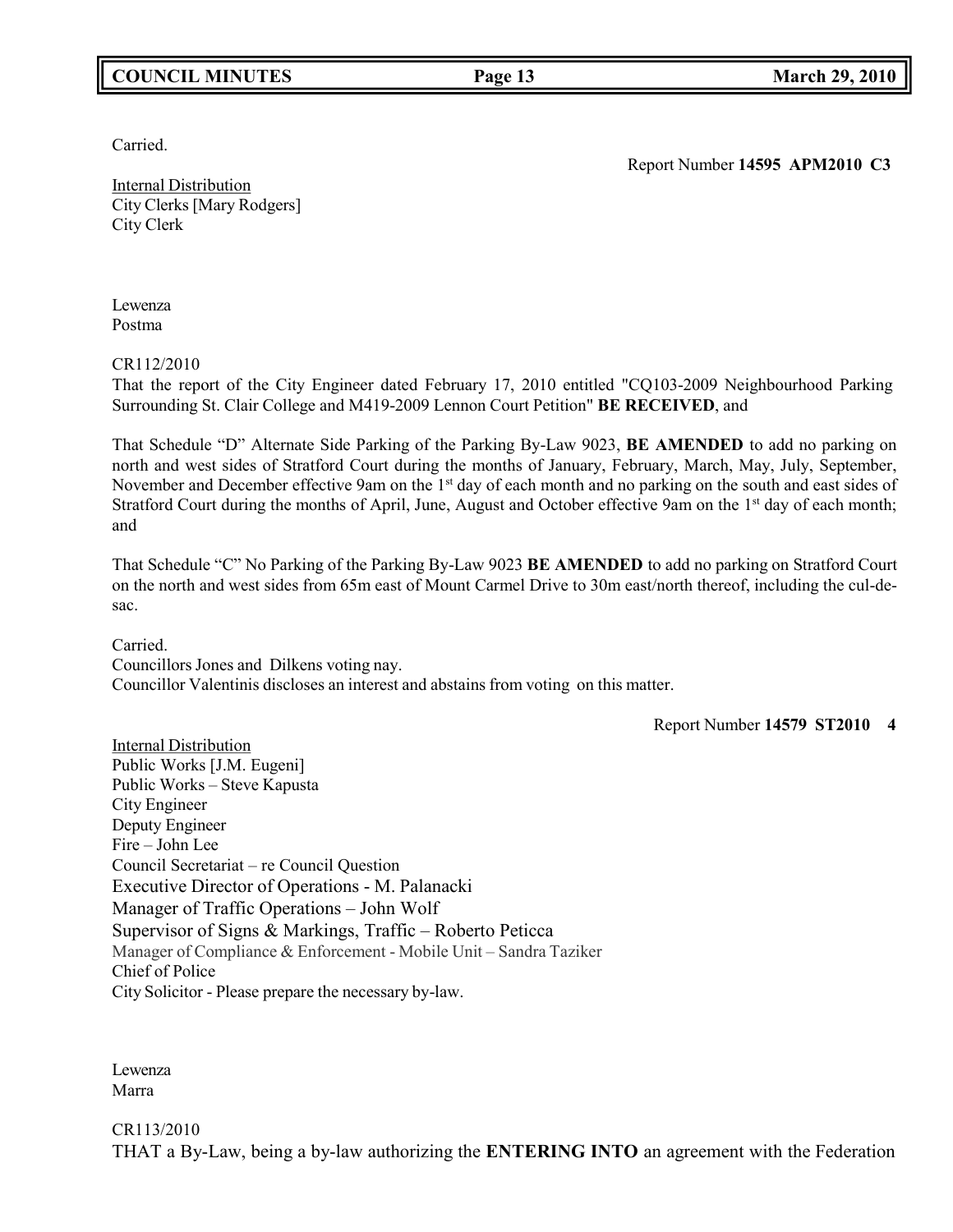Carried.

Report Number **14595 APM2010 C3**

Internal Distribution
City Clerks [Mary Rodgers]
City Clerk

Lewenza
Postma

CR112/2010
That the report of the City Engineer dated February 17, 2010 entitled "CQ103-2009 Neighbourhood Parking Surrounding St. Clair College and M419-2009 Lennon Court Petition" **BE RECEIVED**, and

That Schedule "D" Alternate Side Parking of the Parking By-Law 9023, **BE AMENDED** to add no parking on north and west sides of Stratford Court during the months of January, February, March, May, July, September, November and December effective 9am on the 1st day of each month and no parking on the south and east sides of Stratford Court during the months of April, June, August and October effective 9am on the 1st day of each month; and

That Schedule "C" No Parking of the Parking By-Law 9023 **BE AMENDED** to add no parking on Stratford Court on the north and west sides from 65m east of Mount Carmel Drive to 30m east/north thereof, including the cul-de-sac.

Carried.
Councillors Jones and Dilkens voting nay.
Councillor Valentinis discloses an interest and abstains from voting on this matter.

Report Number **14579 ST2010 4**

Internal Distribution
Public Works [J.M. Eugeni]
Public Works – Steve Kapusta
City Engineer
Deputy Engineer
Fire – John Lee
Council Secretariat – re Council Question
Executive Director of Operations - M. Palanacki
Manager of Traffic Operations – John Wolf
Supervisor of Signs & Markings, Traffic – Roberto Peticca
Manager of Compliance & Enforcement - Mobile Unit – Sandra Taziker
Chief of Police
City Solicitor - Please prepare the necessary by-law.

Lewenza
Marra

CR113/2010
THAT a By-Law, being a by-law authorizing the **ENTERING INTO** an agreement with the Federation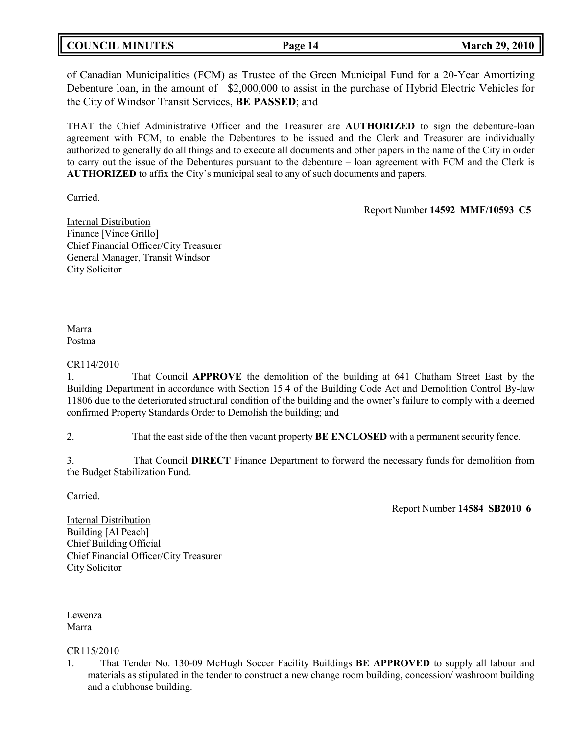of Canadian Municipalities (FCM) as Trustee of the Green Municipal Fund for a 20-Year Amortizing Debenture loan, in the amount of $2,000,000 to assist in the purchase of Hybrid Electric Vehicles for the City of Windsor Transit Services, **BE PASSED**; and

THAT the Chief Administrative Officer and the Treasurer are **AUTHORIZED** to sign the debenture-loan agreement with FCM, to enable the Debentures to be issued and the Clerk and Treasurer are individually authorized to generally do all things and to execute all documents and other papers in the name of the City in order to carry out the issue of the Debentures pursuant to the debenture – loan agreement with FCM and the Clerk is **AUTHORIZED** to affix the City's municipal seal to any of such documents and papers.

Carried.

Report Number **14592 MMF/10593 C5**

Internal Distribution
Finance [Vince Grillo]
Chief Financial Officer/City Treasurer
General Manager, Transit Windsor
City Solicitor

Marra
Postma

CR114/2010

1. That Council **APPROVE** the demolition of the building at 641 Chatham Street East by the Building Department in accordance with Section 15.4 of the Building Code Act and Demolition Control By-law 11806 due to the deteriorated structural condition of the building and the owner's failure to comply with a deemed confirmed Property Standards Order to Demolish the building; and

2. That the east side of the then vacant property **BE ENCLOSED** with a permanent security fence.

3. That Council **DIRECT** Finance Department to forward the necessary funds for demolition from the Budget Stabilization Fund.

Carried.

Report Number **14584 SB2010 6**

Internal Distribution
Building [Al Peach]
Chief Building Official
Chief Financial Officer/City Treasurer
City Solicitor

Lewenza
Marra

CR115/2010

1. That Tender No. 130-09 McHugh Soccer Facility Buildings **BE APPROVED** to supply all labour and materials as stipulated in the tender to construct a new change room building, concession/ washroom building and a clubhouse building.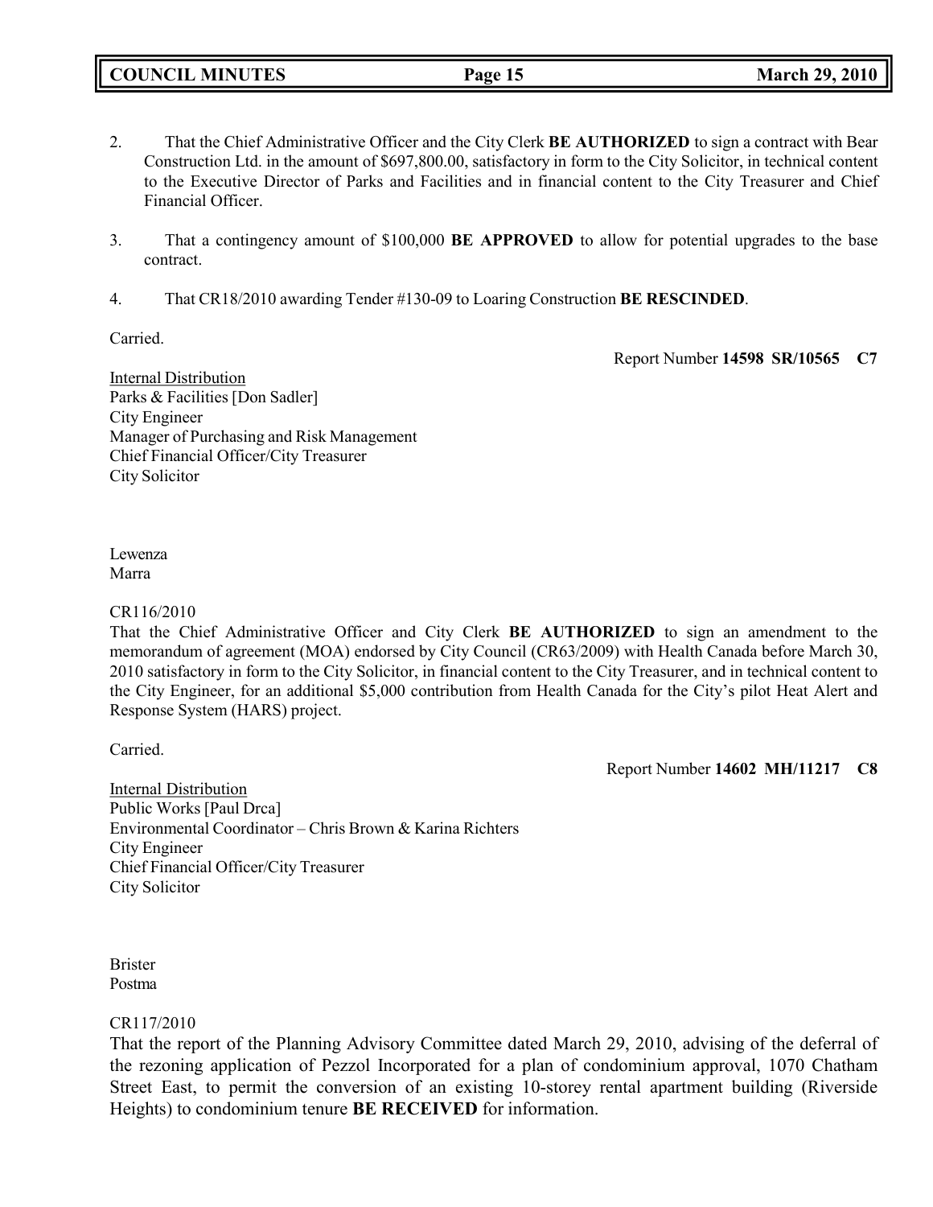2. That the Chief Administrative Officer and the City Clerk **BE AUTHORIZED** to sign a contract with Bear Construction Ltd. in the amount of $697,800.00, satisfactory in form to the City Solicitor, in technical content to the Executive Director of Parks and Facilities and in financial content to the City Treasurer and Chief Financial Officer.

3. That a contingency amount of $100,000 **BE APPROVED** to allow for potential upgrades to the base contract.

4. That CR18/2010 awarding Tender #130-09 to Loaring Construction **BE RESCINDED**.

Carried.

Report Number **14598 SR/10565 C7**

Internal Distribution
Parks & Facilities [Don Sadler]
City Engineer
Manager of Purchasing and Risk Management
Chief Financial Officer/City Treasurer
City Solicitor

Lewenza
Marra

CR116/2010
That the Chief Administrative Officer and City Clerk **BE AUTHORIZED** to sign an amendment to the memorandum of agreement (MOA) endorsed by City Council (CR63/2009) with Health Canada before March 30, 2010 satisfactory in form to the City Solicitor, in financial content to the City Treasurer, and in technical content to the City Engineer, for an additional $5,000 contribution from Health Canada for the City's pilot Heat Alert and Response System (HARS) project.

Carried.

Report Number **14602 MH/11217 C8**

Internal Distribution
Public Works [Paul Drca]
Environmental Coordinator – Chris Brown & Karina Richters
City Engineer
Chief Financial Officer/City Treasurer
City Solicitor

Brister
Postma

CR117/2010
That the report of the Planning Advisory Committee dated March 29, 2010, advising of the deferral of the rezoning application of Pezzol Incorporated for a plan of condominium approval, 1070 Chatham Street East, to permit the conversion of an existing 10-storey rental apartment building (Riverside Heights) to condominium tenure **BE RECEIVED** for information.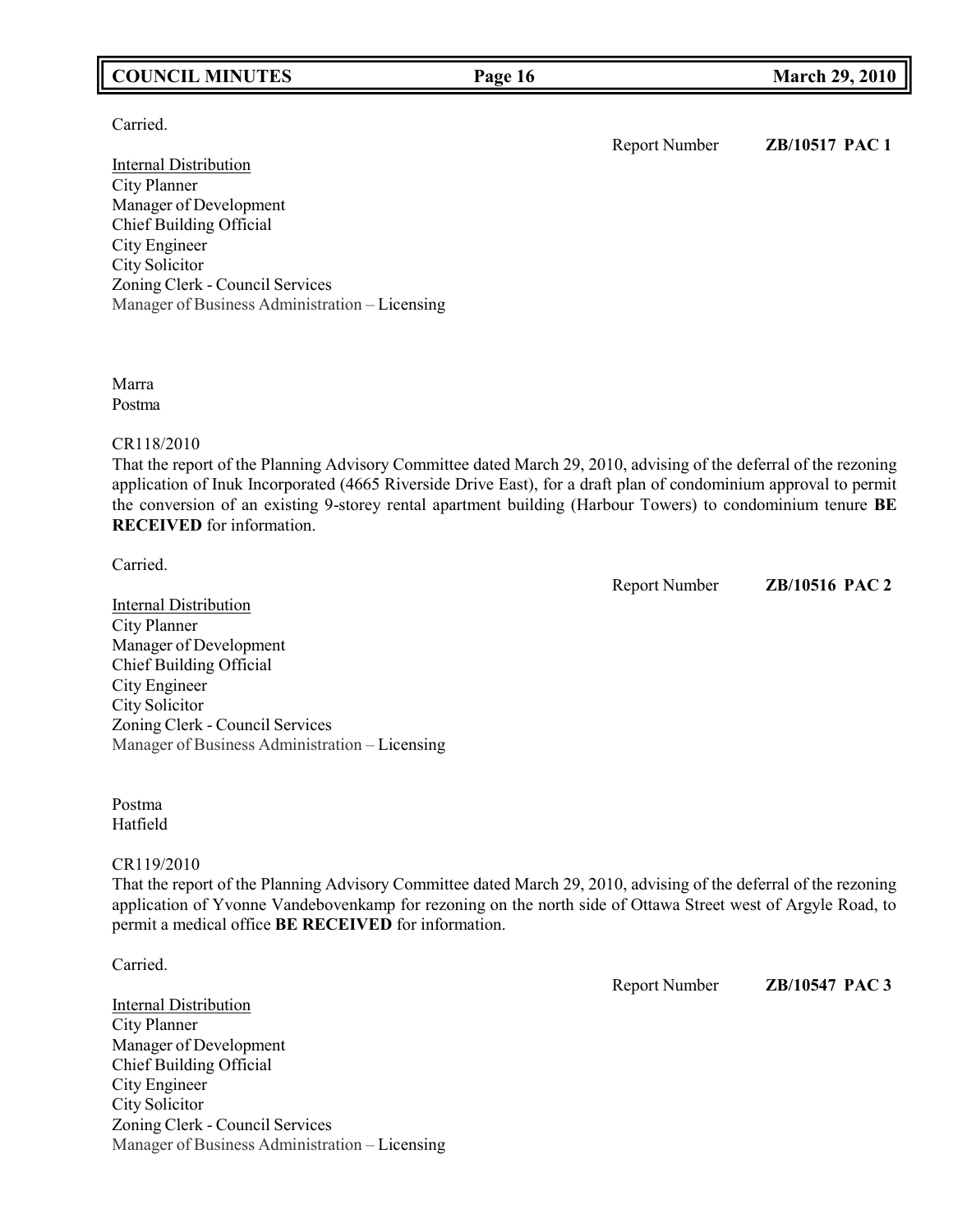Carried.

Report Number **ZB/10517 PAC 1**

Internal Distribution
City Planner
Manager of Development
Chief Building Official
City Engineer
City Solicitor
Zoning Clerk - Council Services
Manager of Business Administration – Licensing

Marra
Postma

CR118/2010
That the report of the Planning Advisory Committee dated March 29, 2010, advising of the deferral of the rezoning application of Inuk Incorporated (4665 Riverside Drive East), for a draft plan of condominium approval to permit the conversion of an existing 9-storey rental apartment building (Harbour Towers) to condominium tenure **BE RECEIVED** for information.

Carried.

Report Number **ZB/10516 PAC 2**

Internal Distribution
City Planner
Manager of Development
Chief Building Official
City Engineer
City Solicitor
Zoning Clerk - Council Services
Manager of Business Administration – Licensing

Postma
Hatfield

CR119/2010
That the report of the Planning Advisory Committee dated March 29, 2010, advising of the deferral of the rezoning application of Yvonne Vandebovenkamp for rezoning on the north side of Ottawa Street west of Argyle Road, to permit a medical office **BE RECEIVED** for information.

Carried.

Report Number **ZB/10547 PAC 3**

Internal Distribution
City Planner
Manager of Development
Chief Building Official
City Engineer
City Solicitor
Zoning Clerk - Council Services
Manager of Business Administration – Licensing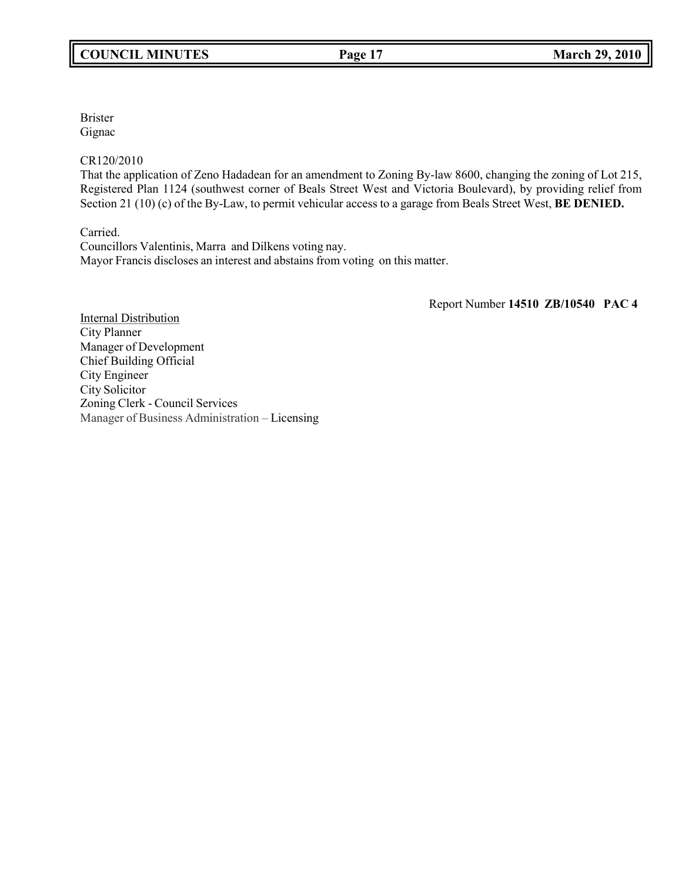Brister
Gignac

CR120/2010
That the application of Zeno Hadadean for an amendment to Zoning By-law 8600, changing the zoning of Lot 215, Registered Plan 1124 (southwest corner of Beals Street West and Victoria Boulevard), by providing relief from Section 21 (10) (c) of the By-Law, to permit vehicular access to a garage from Beals Street West, **BE DENIED.**

Carried.
Councillors Valentinis, Marra and Dilkens voting nay.
Mayor Francis discloses an interest and abstains from voting on this matter.

Report Number **14510 ZB/10540 PAC 4**

Internal Distribution
City Planner
Manager of Development
Chief Building Official
City Engineer
City Solicitor
Zoning Clerk - Council Services
Manager of Business Administration – Licensing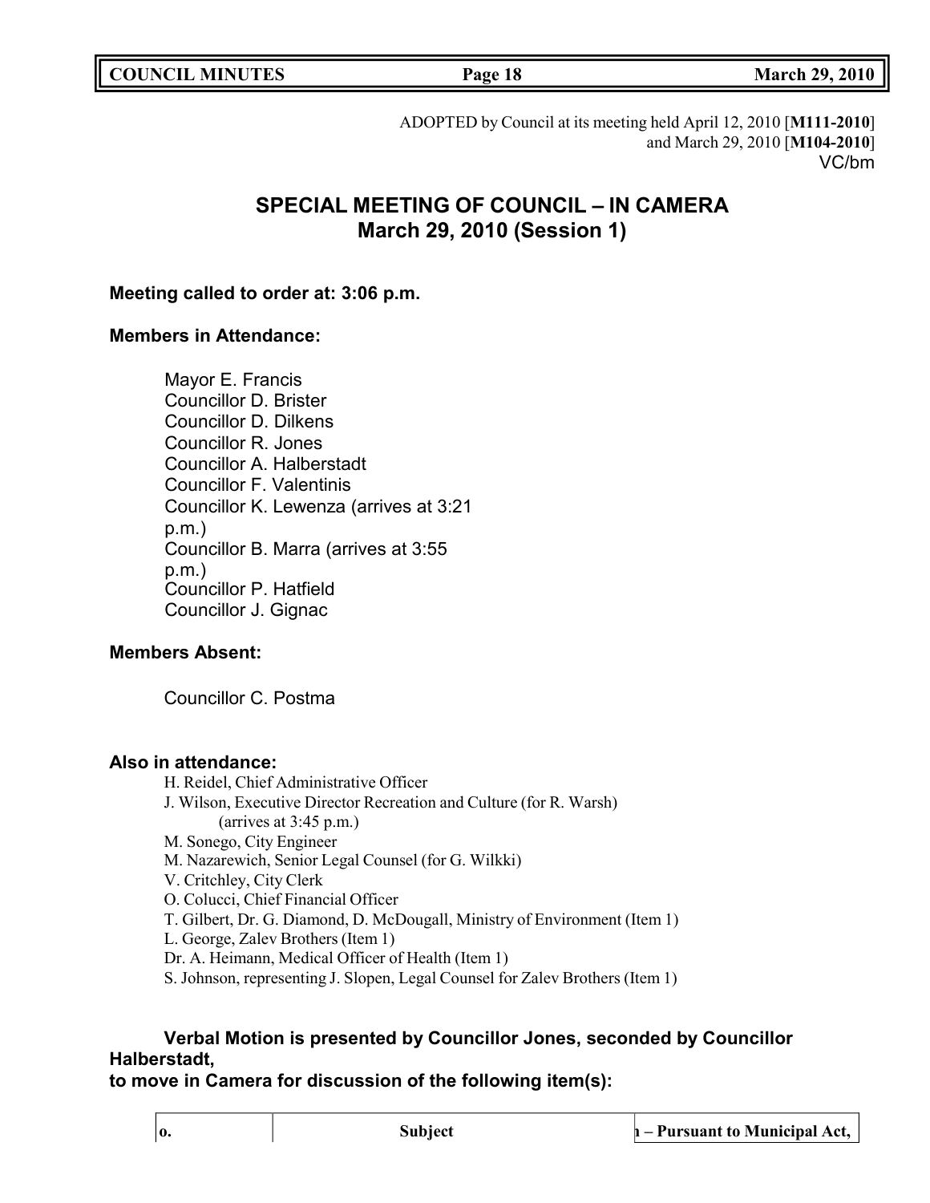ADOPTED by Council at its meeting held April 12, 2010 [**M111-2010**]
and March 29, 2010 [**M104-2010**]
VC/bm

# SPECIAL MEETING OF COUNCIL – IN CAMERA
## March 29, 2010 (Session 1)

**Meeting called to order at: 3:06 p.m.**

**Members in Attendance:**

Mayor E. Francis
Councillor D. Brister
Councillor D. Dilkens
Councillor R. Jones
Councillor A. Halberstadt
Councillor F. Valentinis
Councillor K. Lewenza (arrives at 3:21 p.m.)
Councillor B. Marra (arrives at 3:55 p.m.)
Councillor P. Hatfield
Councillor J. Gignac

**Members Absent:**

Councillor C. Postma

**Also in attendance:**

H. Reidel, Chief Administrative Officer
J. Wilson, Executive Director Recreation and Culture (for R. Warsh) (arrives at 3:45 p.m.)
M. Sonego, City Engineer
M. Nazarewich, Senior Legal Counsel (for G. Wilkki)
V. Critchley, City Clerk
O. Colucci, Chief Financial Officer
T. Gilbert, Dr. G. Diamond, D. McDougall, Ministry of Environment (Item 1)
L. George, Zalev Brothers (Item 1)
Dr. A. Heimann, Medical Officer of Health (Item 1)
S. Johnson, representing J. Slopen, Legal Counsel for Zalev Brothers (Item 1)

**Verbal Motion is presented by Councillor Jones, seconded by Councillor Halberstadt, to move in Camera for discussion of the following item(s):**

| o. | Subject | – Pursuant to Municipal Act, |
|---|---|---|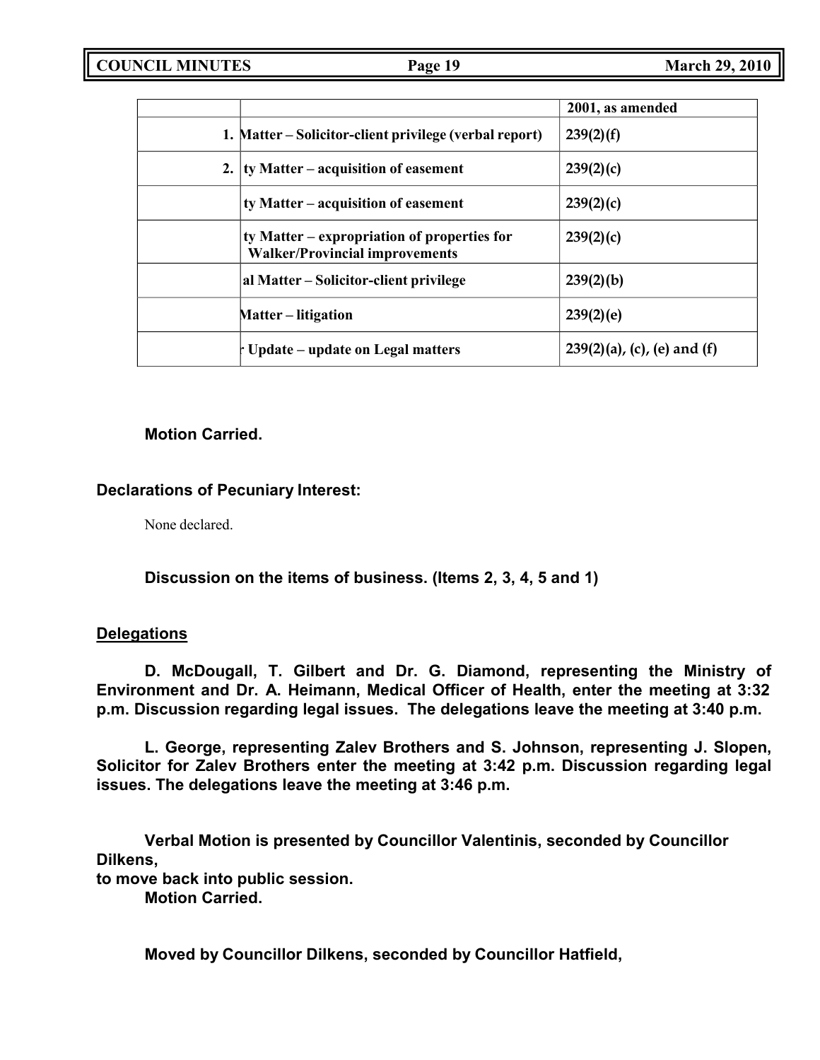| | | 2001, as amended |
|---|---|---|
| 1. | Matter – Solicitor-client privilege (verbal report) | 239(2)(f) |
| 2. | ty Matter – acquisition of easement | 239(2)(c) |
| | ty Matter – acquisition of easement | 239(2)(c) |
| | ty Matter – expropriation of properties for Walker/Provincial improvements | 239(2)(c) |
| | al Matter – Solicitor-client privilege | 239(2)(b) |
| | Matter – litigation | 239(2)(e) |
| | r Update – update on Legal matters | 239(2)(a), (c), (e) and (f) |

**Motion Carried.**

**Declarations of Pecuniary Interest:**

None declared.

**Discussion on the items of business. (Items 2, 3, 4, 5 and 1)**

**Delegations**

**D. McDougall, T. Gilbert and Dr. G. Diamond, representing the Ministry of Environment and Dr. A. Heimann, Medical Officer of Health, enter the meeting at 3:32 p.m. Discussion regarding legal issues. The delegations leave the meeting at 3:40 p.m.**

**L. George, representing Zalev Brothers and S. Johnson, representing J. Slopen, Solicitor for Zalev Brothers enter the meeting at 3:42 p.m. Discussion regarding legal issues. The delegations leave the meeting at 3:46 p.m.**

**Verbal Motion is presented by Councillor Valentinis, seconded by Councillor Dilkens,**
**to move back into public session.**
**Motion Carried.**

**Moved by Councillor Dilkens, seconded by Councillor Hatfield,**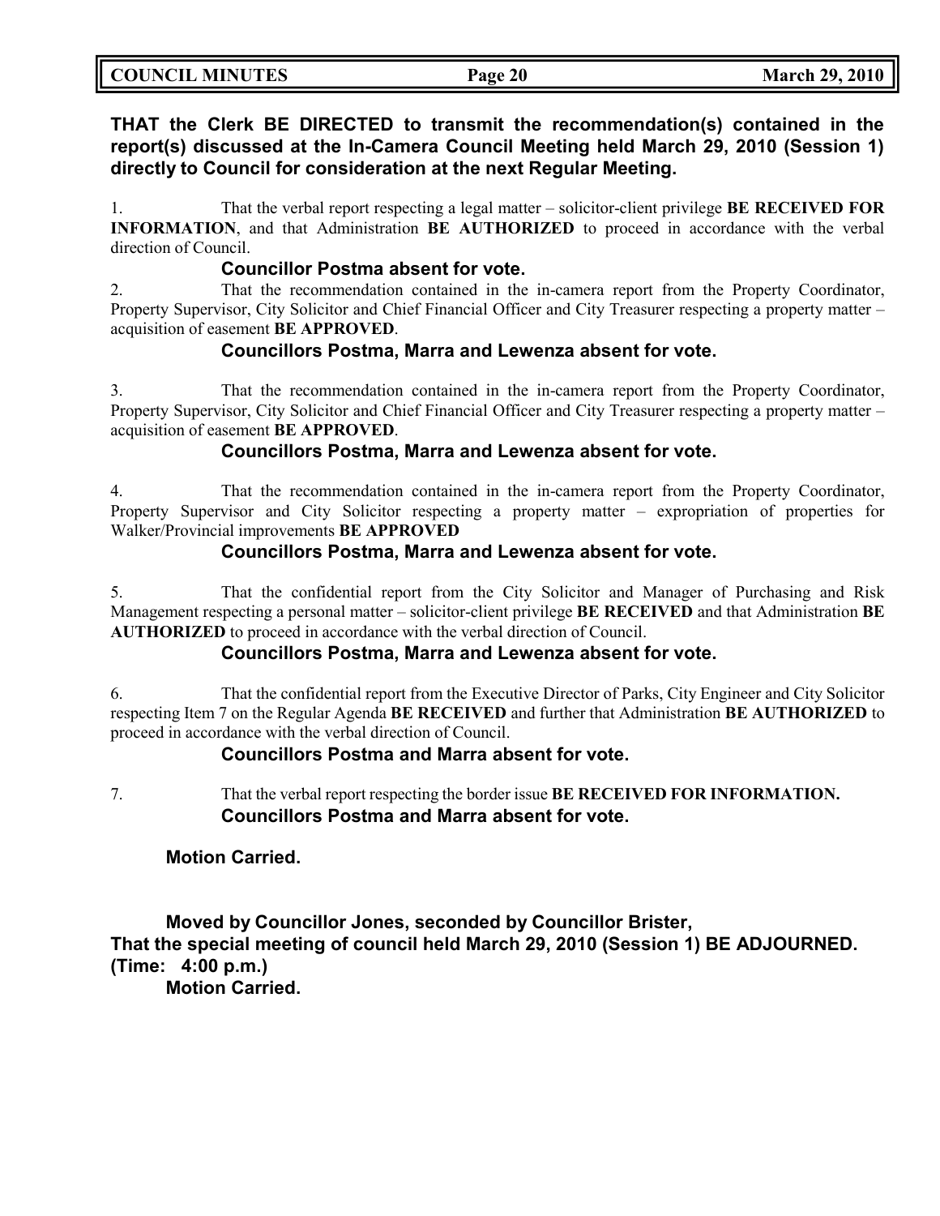**THAT the Clerk BE DIRECTED to transmit the recommendation(s) contained in the report(s) discussed at the In-Camera Council Meeting held March 29, 2010 (Session 1) directly to Council for consideration at the next Regular Meeting.**

1. That the verbal report respecting a legal matter – solicitor-client privilege **BE RECEIVED FOR INFORMATION**, and that Administration **BE AUTHORIZED** to proceed in accordance with the verbal direction of Council.
   **Councillor Postma absent for vote.**

2. That the recommendation contained in the in-camera report from the Property Coordinator, Property Supervisor, City Solicitor and Chief Financial Officer and City Treasurer respecting a property matter – acquisition of easement **BE APPROVED**.
   **Councillors Postma, Marra and Lewenza absent for vote.**

3. That the recommendation contained in the in-camera report from the Property Coordinator, Property Supervisor, City Solicitor and Chief Financial Officer and City Treasurer respecting a property matter – acquisition of easement **BE APPROVED**.
   **Councillors Postma, Marra and Lewenza absent for vote.**

4. That the recommendation contained in the in-camera report from the Property Coordinator, Property Supervisor and City Solicitor respecting a property matter – expropriation of properties for Walker/Provincial improvements **BE APPROVED**
   **Councillors Postma, Marra and Lewenza absent for vote.**

5. That the confidential report from the City Solicitor and Manager of Purchasing and Risk Management respecting a personal matter – solicitor-client privilege **BE RECEIVED** and that Administration **BE AUTHORIZED** to proceed in accordance with the verbal direction of Council.
   **Councillors Postma, Marra and Lewenza absent for vote.**

6. That the confidential report from the Executive Director of Parks, City Engineer and City Solicitor respecting Item 7 on the Regular Agenda **BE RECEIVED** and further that Administration **BE AUTHORIZED** to proceed in accordance with the verbal direction of Council.
   **Councillors Postma and Marra absent for vote.**

7. That the verbal report respecting the border issue **BE RECEIVED FOR INFORMATION.**
   **Councillors Postma and Marra absent for vote.**

**Motion Carried.**

**Moved by Councillor Jones, seconded by Councillor Brister,**
**That the special meeting of council held March 29, 2010 (Session 1) BE ADJOURNED.**
**(Time: 4:00 p.m.)**
**Motion Carried.**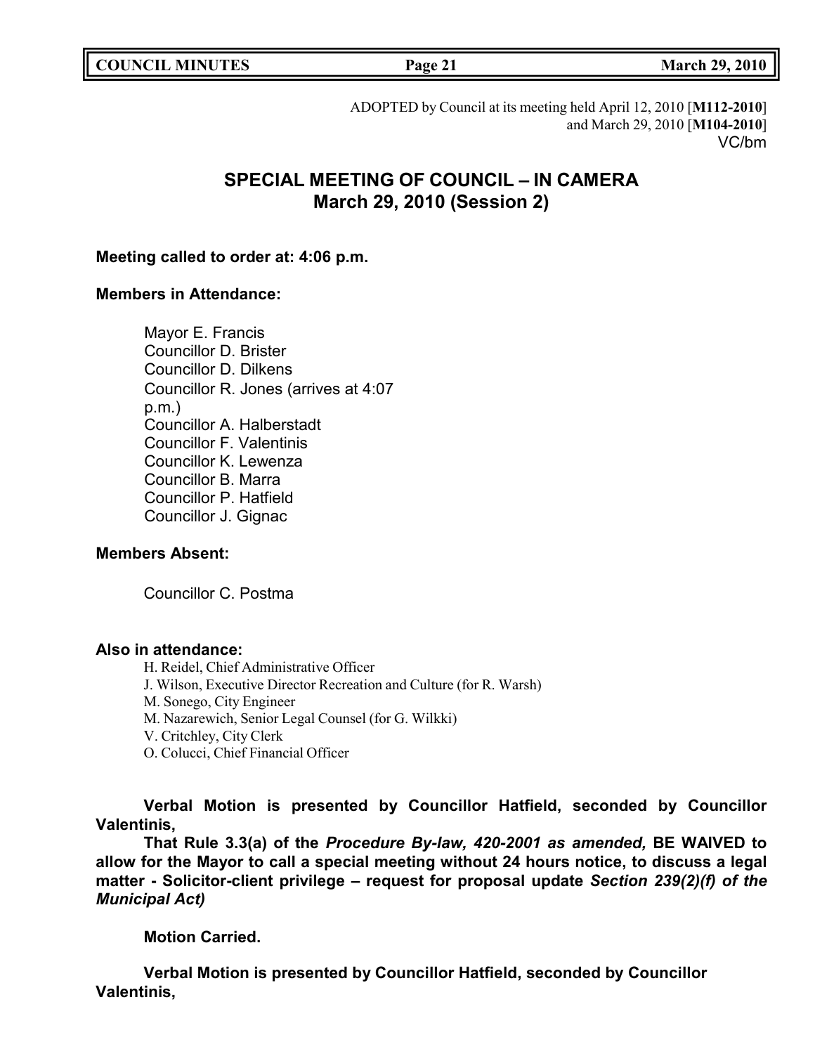ADOPTED by Council at its meeting held April 12, 2010 [**M112-2010**] and March 29, 2010 [**M104-2010**]
VC/bm

# SPECIAL MEETING OF COUNCIL – IN CAMERA
## March 29, 2010 (Session 2)

**Meeting called to order at: 4:06 p.m.**

**Members in Attendance:**

Mayor E. Francis
Councillor D. Brister
Councillor D. Dilkens
Councillor R. Jones (arrives at 4:07 p.m.)
Councillor A. Halberstadt
Councillor F. Valentinis
Councillor K. Lewenza
Councillor B. Marra
Councillor P. Hatfield
Councillor J. Gignac

**Members Absent:**

Councillor C. Postma

**Also in attendance:**

H. Reidel, Chief Administrative Officer
J. Wilson, Executive Director Recreation and Culture (for R. Warsh)
M. Sonego, City Engineer
M. Nazarewich, Senior Legal Counsel (for G. Wilkki)
V. Critchley, City Clerk
O. Colucci, Chief Financial Officer

**Verbal Motion is presented by Councillor Hatfield, seconded by Councillor Valentinis,**

**That Rule 3.3(a) of the *Procedure By-law, 420-2001 as amended,* BE WAIVED to allow for the Mayor to call a special meeting without 24 hours notice, to discuss a legal matter - Solicitor-client privilege – request for proposal update *Section 239(2)(f) of the Municipal Act)***

**Motion Carried.**

**Verbal Motion is presented by Councillor Hatfield, seconded by Councillor Valentinis,**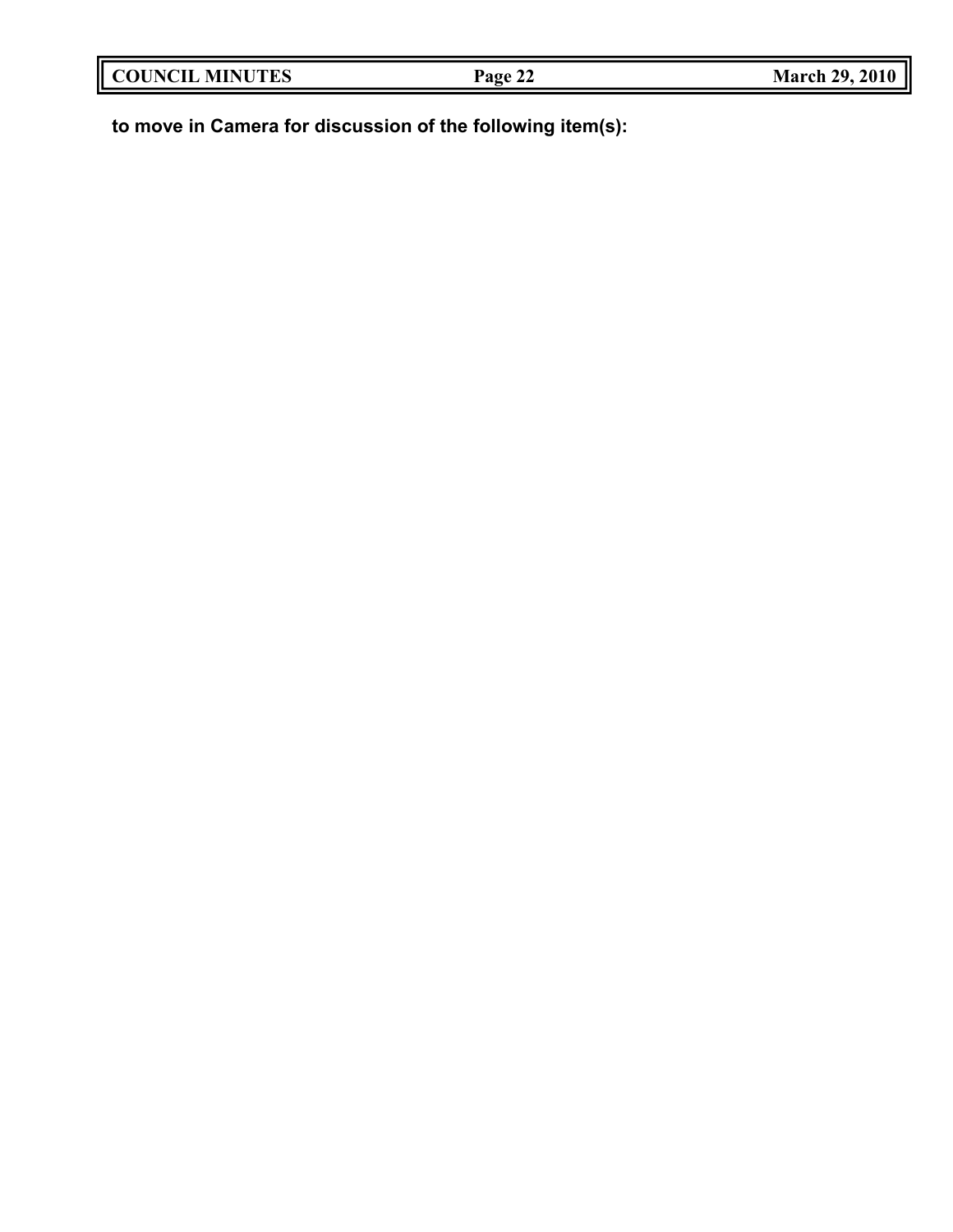**to move in Camera for discussion of the following item(s):**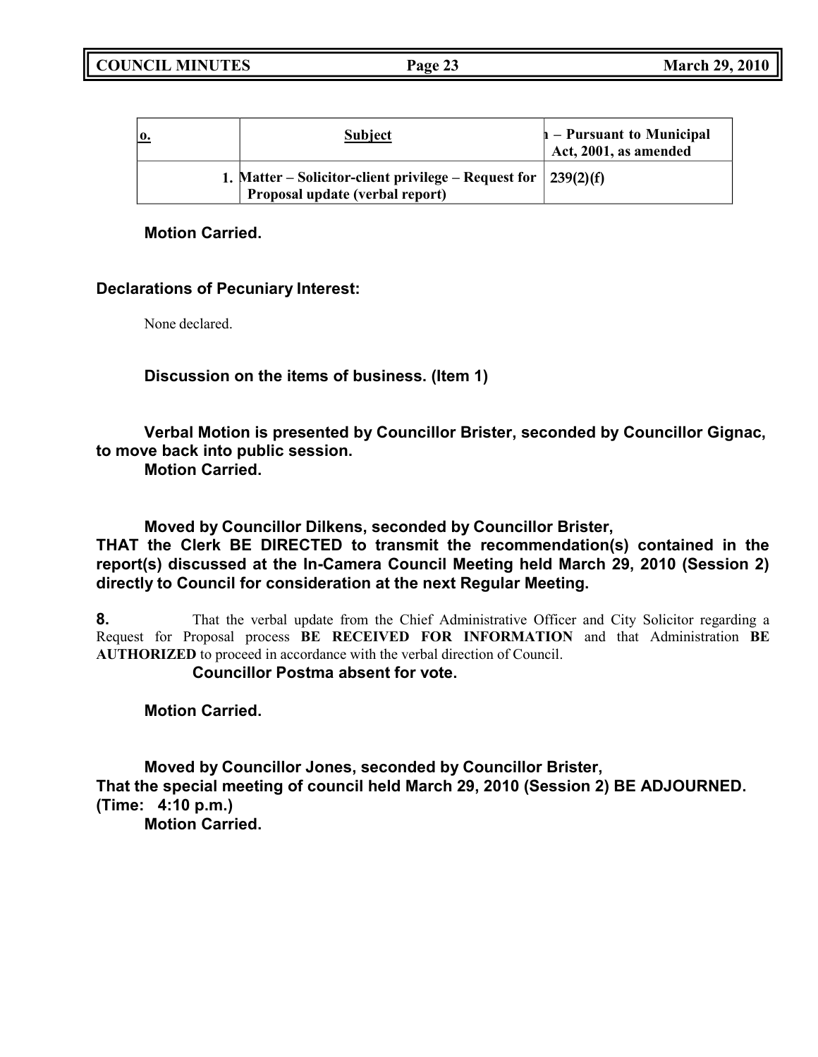| o. | Subject | n – Pursuant to Municipal Act, 2001, as amended |
|---|---|---|
| 1. | Matter – Solicitor-client privilege – Request for Proposal update (verbal report) | 239(2)(f) |

**Motion Carried.**

**Declarations of Pecuniary Interest:**

None declared.

**Discussion on the items of business. (Item 1)**

**Verbal Motion is presented by Councillor Brister, seconded by Councillor Gignac, to move back into public session.**
**Motion Carried.**

**Moved by Councillor Dilkens, seconded by Councillor Brister,**
**THAT the Clerk BE DIRECTED to transmit the recommendation(s) contained in the report(s) discussed at the In-Camera Council Meeting held March 29, 2010 (Session 2) directly to Council for consideration at the next Regular Meeting.**

**8.** That the verbal update from the Chief Administrative Officer and City Solicitor regarding a Request for Proposal process **BE RECEIVED FOR INFORMATION** and that Administration **BE AUTHORIZED** to proceed in accordance with the verbal direction of Council.
**Councillor Postma absent for vote.**

**Motion Carried.**

**Moved by Councillor Jones, seconded by Councillor Brister,**
**That the special meeting of council held March 29, 2010 (Session 2) BE ADJOURNED. (Time: 4:10 p.m.)**
**Motion Carried.**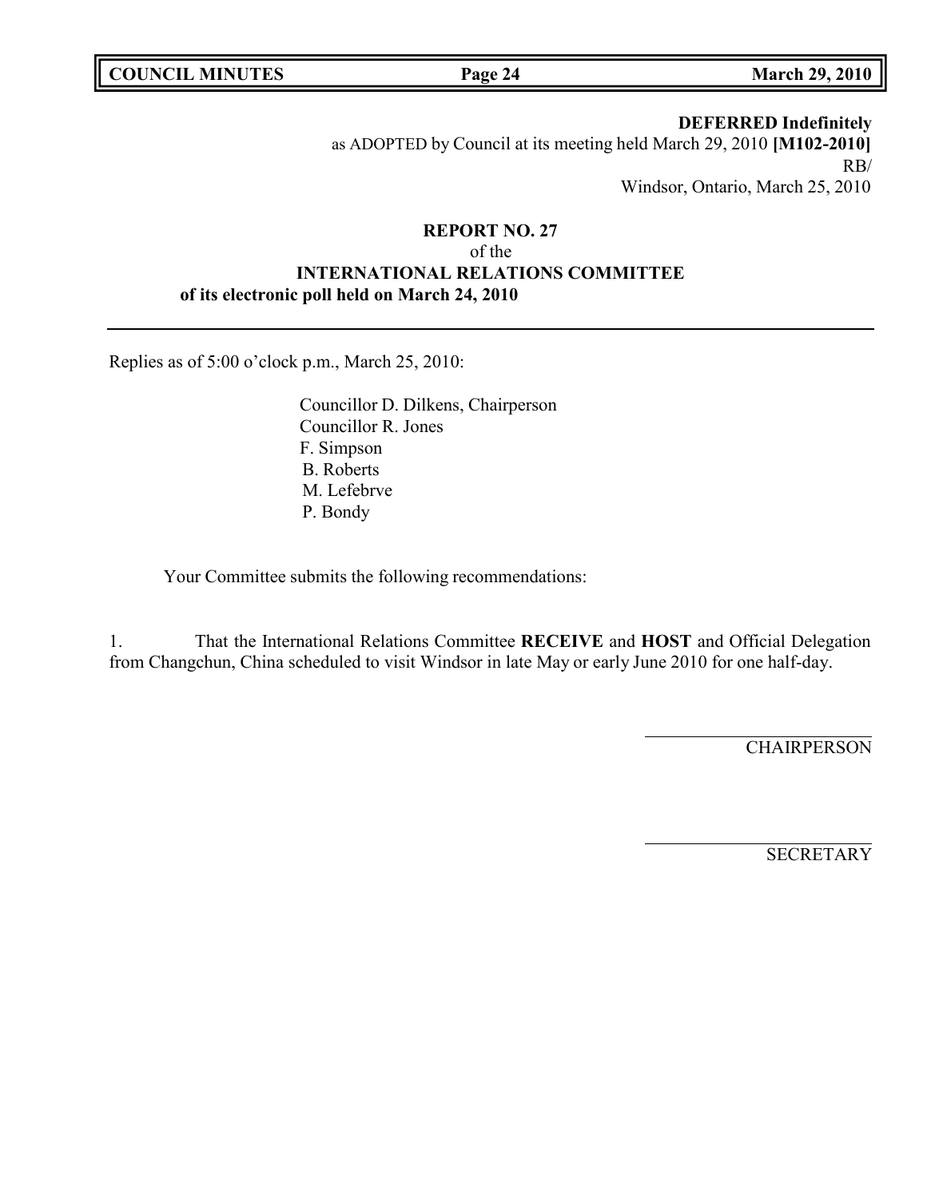**DEFERRED Indefinitely**
as ADOPTED by Council at its meeting held March 29, 2010 **[M102-2010]**
RB/
Windsor, Ontario, March 25, 2010

**REPORT NO. 27**
of the
**INTERNATIONAL RELATIONS COMMITTEE**
**of its electronic poll held on March 24, 2010**

---

Replies as of 5:00 o'clock p.m., March 25, 2010:

Councillor D. Dilkens, Chairperson
Councillor R. Jones
F. Simpson
B. Roberts
M. Lefebrve
P. Bondy

Your Committee submits the following recommendations:

1. That the International Relations Committee **RECEIVE** and **HOST** and Official Delegation from Changchun, China scheduled to visit Windsor in late May or early June 2010 for one half-day.

CHAIRPERSON

SECRETARY